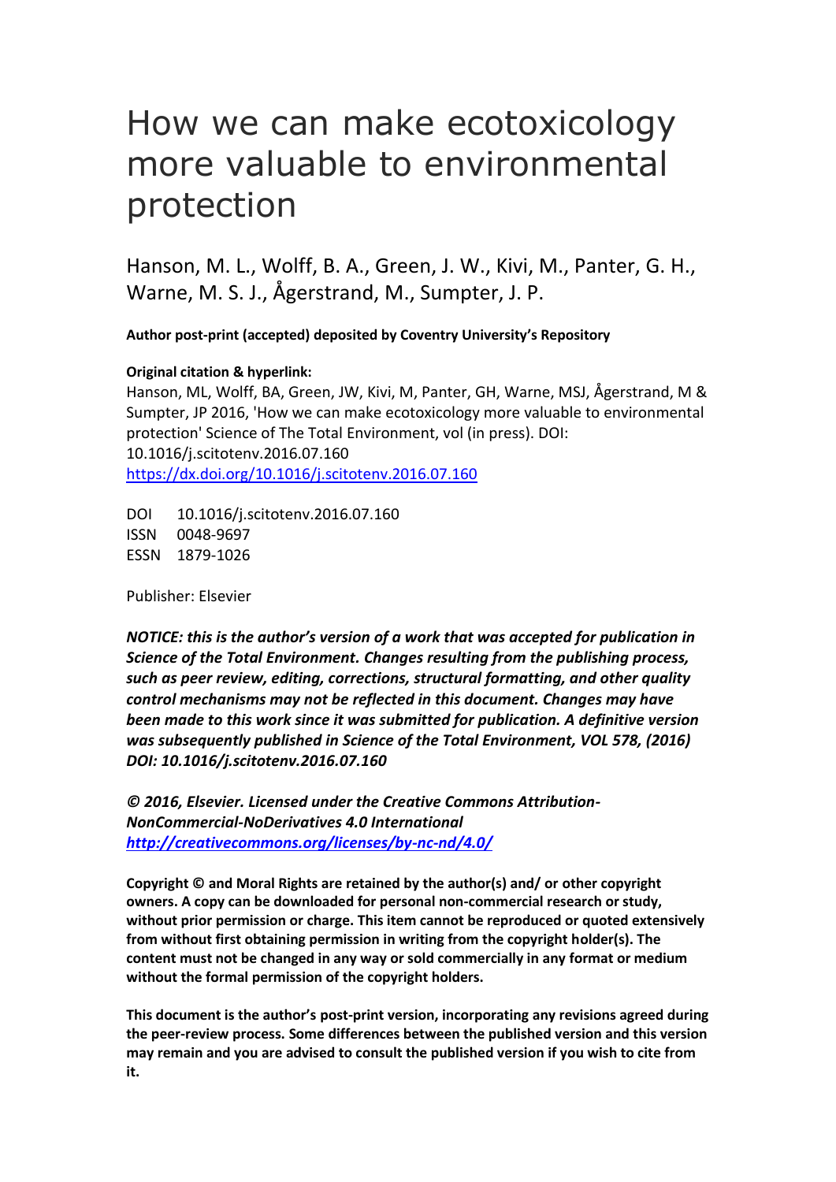# How we can make ecotoxicology more valuable to environmental protection

Hanson, M. L., Wolff, B. A., Green, J. W., Kivi, M., Panter, G. H., Warne, M. S. J., Ågerstrand, M., Sumpter, J. P.

**Author post-print (accepted) deposited by Coventry University's Repository**

**Original citation & hyperlink:**
Hanson, ML, Wolff, BA, Green, JW, Kivi, M, Panter, GH, Warne, MSJ, Ågerstrand, M & Sumpter, JP 2016, 'How we can make ecotoxicology more valuable to environmental protection' Science of The Total Environment, vol (in press). DOI: 10.1016/j.scitotenv.2016.07.160
https://dx.doi.org/10.1016/j.scitotenv.2016.07.160

DOI 10.1016/j.scitotenv.2016.07.160
ISSN 0048-9697
ESSN 1879-1026

Publisher: Elsevier

***NOTICE: this is the author's version of a work that was accepted for publication in Science of the Total Environment. Changes resulting from the publishing process, such as peer review, editing, corrections, structural formatting, and other quality control mechanisms may not be reflected in this document. Changes may have been made to this work since it was submitted for publication. A definitive version was subsequently published in Science of the Total Environment, VOL 578, (2016) DOI: 10.1016/j.scitotenv.2016.07.160***

***© 2016, Elsevier. Licensed under the Creative Commons Attribution-NonCommercial-NoDerivatives 4.0 International***
***http://creativecommons.org/licenses/by-nc-nd/4.0/***

**Copyright © and Moral Rights are retained by the author(s) and/ or other copyright owners. A copy can be downloaded for personal non-commercial research or study, without prior permission or charge. This item cannot be reproduced or quoted extensively from without first obtaining permission in writing from the copyright holder(s). The content must not be changed in any way or sold commercially in any format or medium without the formal permission of the copyright holders.**

**This document is the author's post-print version, incorporating any revisions agreed during the peer-review process. Some differences between the published version and this version may remain and you are advised to consult the published version if you wish to cite from it.**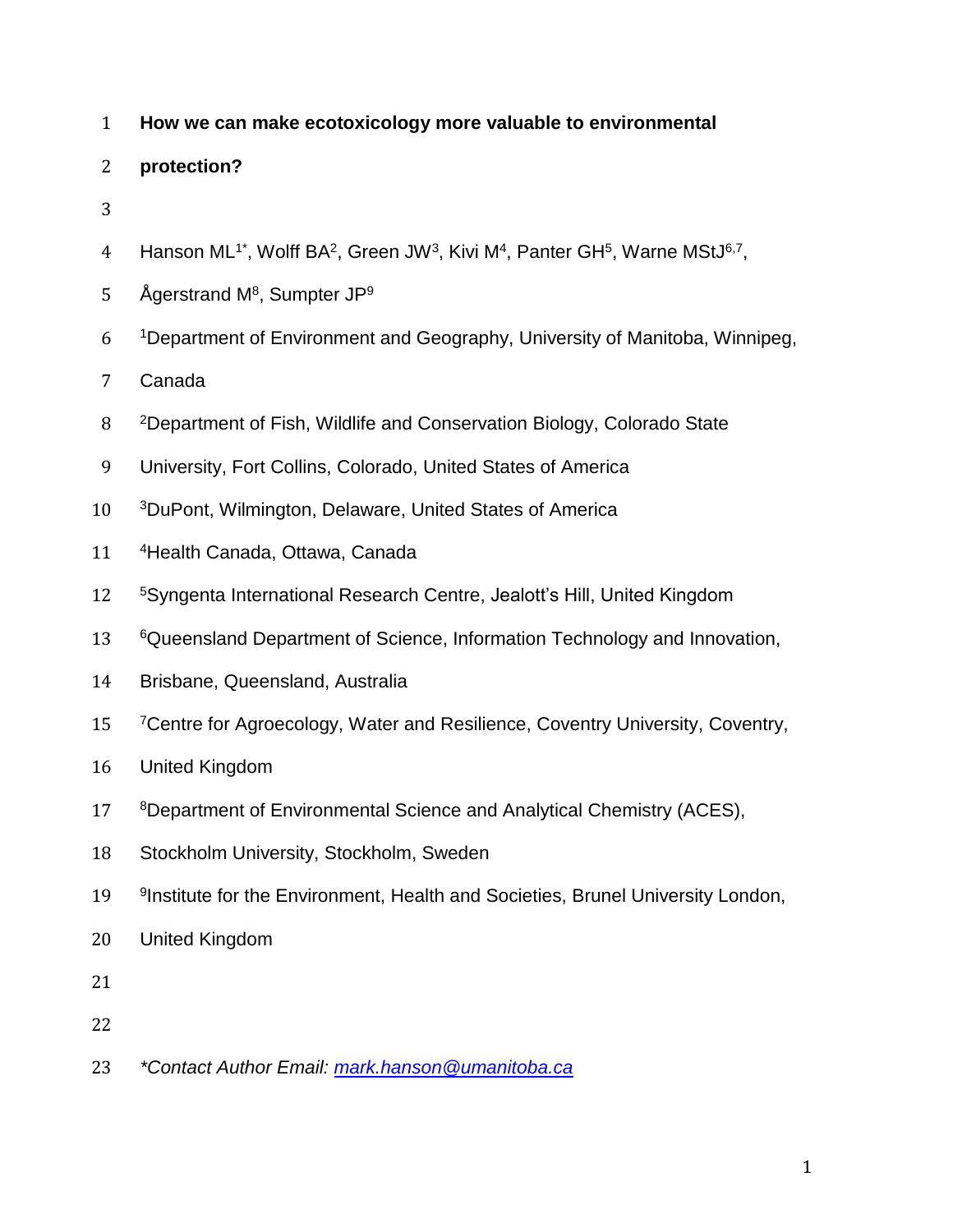# How we can make ecotoxicology more valuable to environmental protection?

Hanson ML[1*], Wolff BA[2], Green JW[3], Kivi M[4], Panter GH[5], Warne MStJ[6,7], Ågerstrand M[8], Sumpter JP[9]

[1]Department of Environment and Geography, University of Manitoba, Winnipeg, Canada

[2]Department of Fish, Wildlife and Conservation Biology, Colorado State University, Fort Collins, Colorado, United States of America

[3]DuPont, Wilmington, Delaware, United States of America

[4]Health Canada, Ottawa, Canada

[5]Syngenta International Research Centre, Jealott's Hill, United Kingdom

[6]Queensland Department of Science, Information Technology and Innovation, Brisbane, Queensland, Australia

[7]Centre for Agroecology, Water and Resilience, Coventry University, Coventry, United Kingdom

[8]Department of Environmental Science and Analytical Chemistry (ACES), Stockholm University, Stockholm, Sweden

[9]Institute for the Environment, Health and Societies, Brunel University London, United Kingdom

*Contact Author Email: mark.hanson@umanitoba.ca*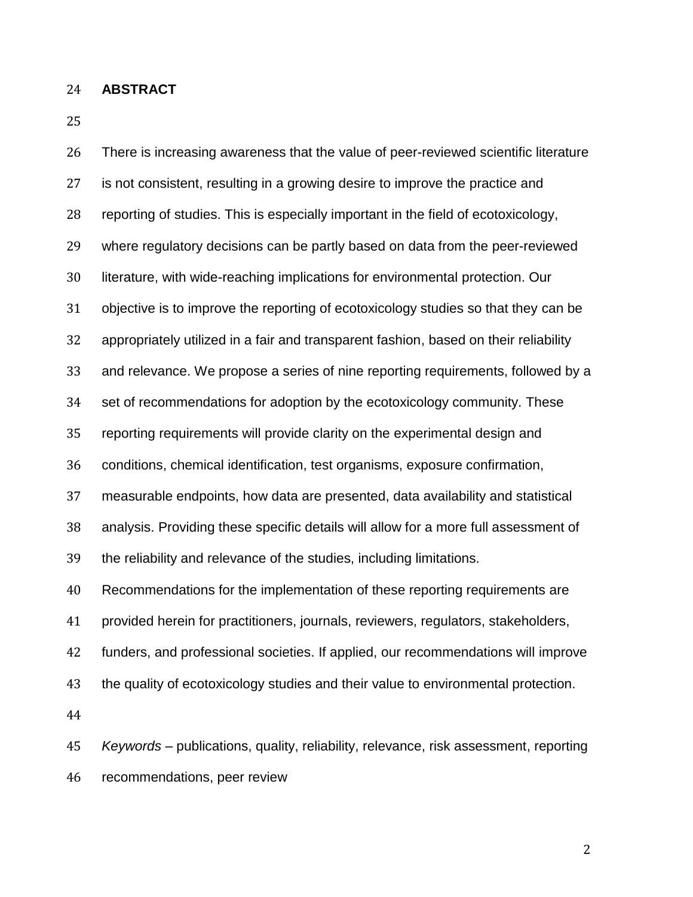## ABSTRACT

There is increasing awareness that the value of peer-reviewed scientific literature is not consistent, resulting in a growing desire to improve the practice and reporting of studies. This is especially important in the field of ecotoxicology, where regulatory decisions can be partly based on data from the peer-reviewed literature, with wide-reaching implications for environmental protection. Our objective is to improve the reporting of ecotoxicology studies so that they can be appropriately utilized in a fair and transparent fashion, based on their reliability and relevance. We propose a series of nine reporting requirements, followed by a set of recommendations for adoption by the ecotoxicology community. These reporting requirements will provide clarity on the experimental design and conditions, chemical identification, test organisms, exposure confirmation, measurable endpoints, how data are presented, data availability and statistical analysis. Providing these specific details will allow for a more full assessment of the reliability and relevance of the studies, including limitations. Recommendations for the implementation of these reporting requirements are provided herein for practitioners, journals, reviewers, regulators, stakeholders, funders, and professional societies. If applied, our recommendations will improve the quality of ecotoxicology studies and their value to environmental protection.

*Keywords* – publications, quality, reliability, relevance, risk assessment, reporting recommendations, peer review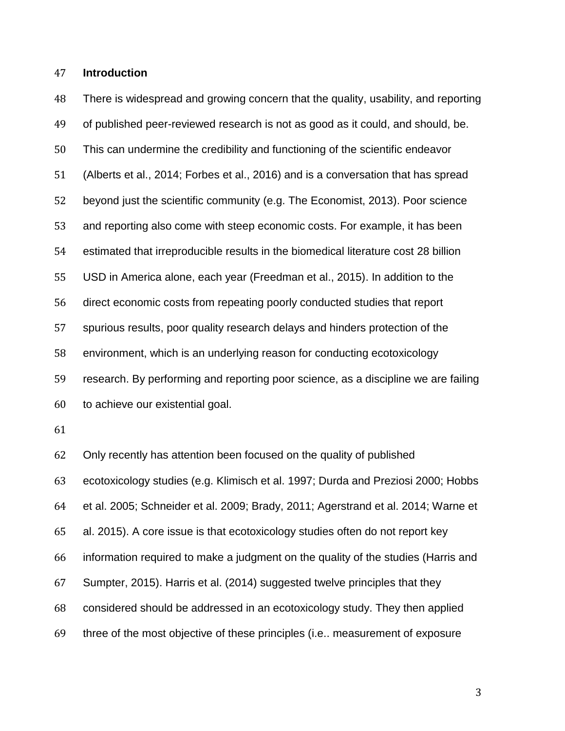## Introduction

There is widespread and growing concern that the quality, usability, and reporting of published peer-reviewed research is not as good as it could, and should, be. This can undermine the credibility and functioning of the scientific endeavor (Alberts et al., 2014; Forbes et al., 2016) and is a conversation that has spread beyond just the scientific community (e.g. The Economist, 2013). Poor science and reporting also come with steep economic costs. For example, it has been estimated that irreproducible results in the biomedical literature cost 28 billion USD in America alone, each year (Freedman et al., 2015). In addition to the direct economic costs from repeating poorly conducted studies that report spurious results, poor quality research delays and hinders protection of the environment, which is an underlying reason for conducting ecotoxicology research. By performing and reporting poor science, as a discipline we are failing to achieve our existential goal.

Only recently has attention been focused on the quality of published ecotoxicology studies (e.g. Klimisch et al. 1997; Durda and Preziosi 2000; Hobbs et al. 2005; Schneider et al. 2009; Brady, 2011; Agerstrand et al. 2014; Warne et al. 2015). A core issue is that ecotoxicology studies often do not report key information required to make a judgment on the quality of the studies (Harris and Sumpter, 2015). Harris et al. (2014) suggested twelve principles that they considered should be addressed in an ecotoxicology study. They then applied three of the most objective of these principles (i.e.. measurement of exposure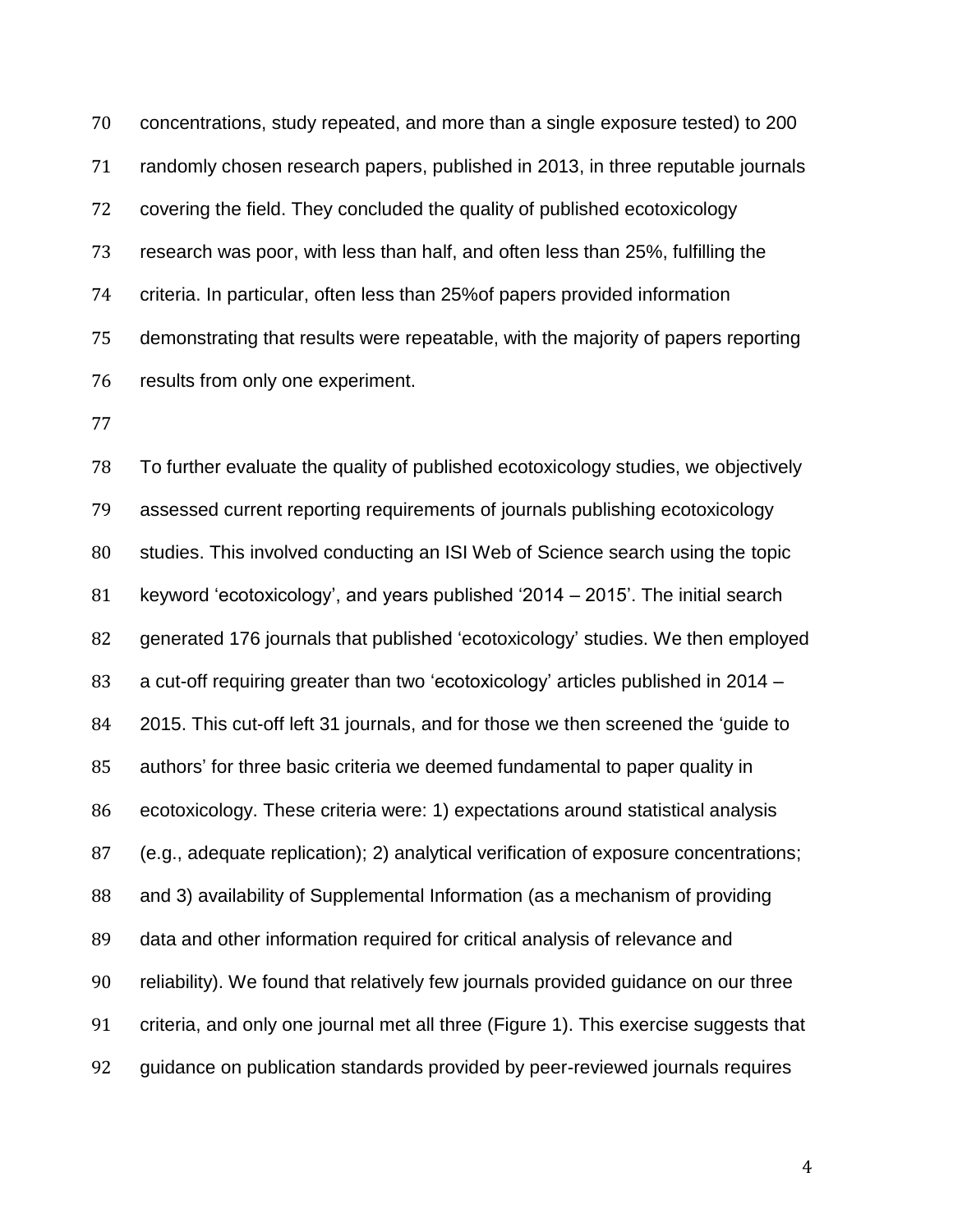concentrations, study repeated, and more than a single exposure tested) to 200 randomly chosen research papers, published in 2013, in three reputable journals covering the field. They concluded the quality of published ecotoxicology research was poor, with less than half, and often less than 25%, fulfilling the criteria. In particular, often less than 25%of papers provided information demonstrating that results were repeatable, with the majority of papers reporting results from only one experiment.

To further evaluate the quality of published ecotoxicology studies, we objectively assessed current reporting requirements of journals publishing ecotoxicology studies. This involved conducting an ISI Web of Science search using the topic keyword 'ecotoxicology', and years published '2014 – 2015'. The initial search generated 176 journals that published 'ecotoxicology' studies. We then employed a cut-off requiring greater than two 'ecotoxicology' articles published in 2014 – 2015. This cut-off left 31 journals, and for those we then screened the 'guide to authors' for three basic criteria we deemed fundamental to paper quality in ecotoxicology. These criteria were: 1) expectations around statistical analysis (e.g., adequate replication); 2) analytical verification of exposure concentrations; and 3) availability of Supplemental Information (as a mechanism of providing data and other information required for critical analysis of relevance and reliability). We found that relatively few journals provided guidance on our three criteria, and only one journal met all three (Figure 1). This exercise suggests that guidance on publication standards provided by peer-reviewed journals requires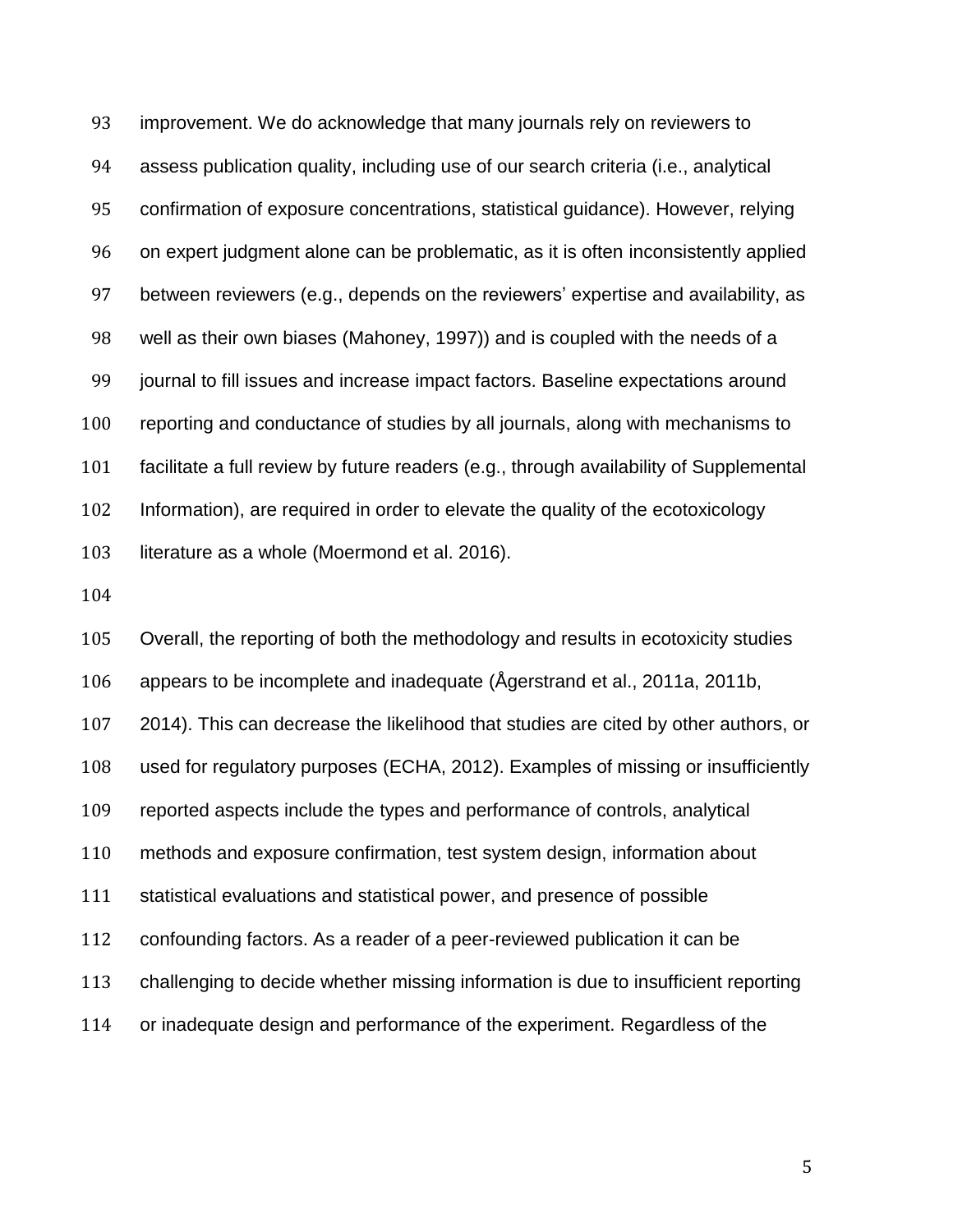improvement. We do acknowledge that many journals rely on reviewers to assess publication quality, including use of our search criteria (i.e., analytical confirmation of exposure concentrations, statistical guidance). However, relying on expert judgment alone can be problematic, as it is often inconsistently applied between reviewers (e.g., depends on the reviewers' expertise and availability, as well as their own biases (Mahoney, 1997)) and is coupled with the needs of a journal to fill issues and increase impact factors. Baseline expectations around reporting and conductance of studies by all journals, along with mechanisms to facilitate a full review by future readers (e.g., through availability of Supplemental Information), are required in order to elevate the quality of the ecotoxicology literature as a whole (Moermond et al. 2016).

Overall, the reporting of both the methodology and results in ecotoxicity studies appears to be incomplete and inadequate (Ågerstrand et al., 2011a, 2011b, 2014). This can decrease the likelihood that studies are cited by other authors, or used for regulatory purposes (ECHA, 2012). Examples of missing or insufficiently reported aspects include the types and performance of controls, analytical methods and exposure confirmation, test system design, information about statistical evaluations and statistical power, and presence of possible confounding factors. As a reader of a peer-reviewed publication it can be challenging to decide whether missing information is due to insufficient reporting or inadequate design and performance of the experiment. Regardless of the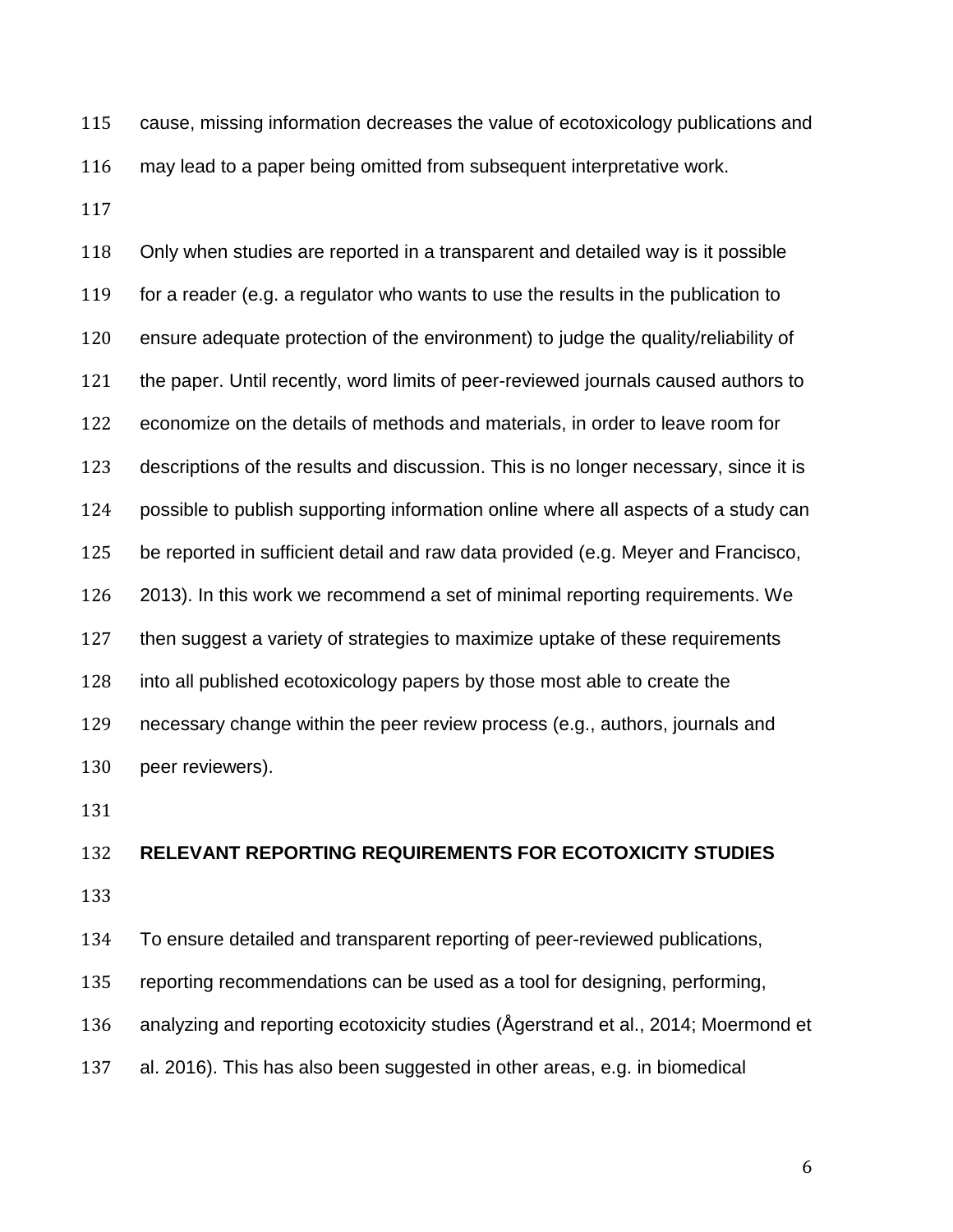cause, missing information decreases the value of ecotoxicology publications and may lead to a paper being omitted from subsequent interpretative work.

Only when studies are reported in a transparent and detailed way is it possible for a reader (e.g. a regulator who wants to use the results in the publication to ensure adequate protection of the environment) to judge the quality/reliability of the paper. Until recently, word limits of peer-reviewed journals caused authors to economize on the details of methods and materials, in order to leave room for descriptions of the results and discussion. This is no longer necessary, since it is possible to publish supporting information online where all aspects of a study can be reported in sufficient detail and raw data provided (e.g. Meyer and Francisco, 2013). In this work we recommend a set of minimal reporting requirements. We then suggest a variety of strategies to maximize uptake of these requirements into all published ecotoxicology papers by those most able to create the necessary change within the peer review process (e.g., authors, journals and peer reviewers).

## RELEVANT REPORTING REQUIREMENTS FOR ECOTOXICITY STUDIES

To ensure detailed and transparent reporting of peer-reviewed publications, reporting recommendations can be used as a tool for designing, performing, analyzing and reporting ecotoxicity studies (Ågerstrand et al., 2014; Moermond et al. 2016). This has also been suggested in other areas, e.g. in biomedical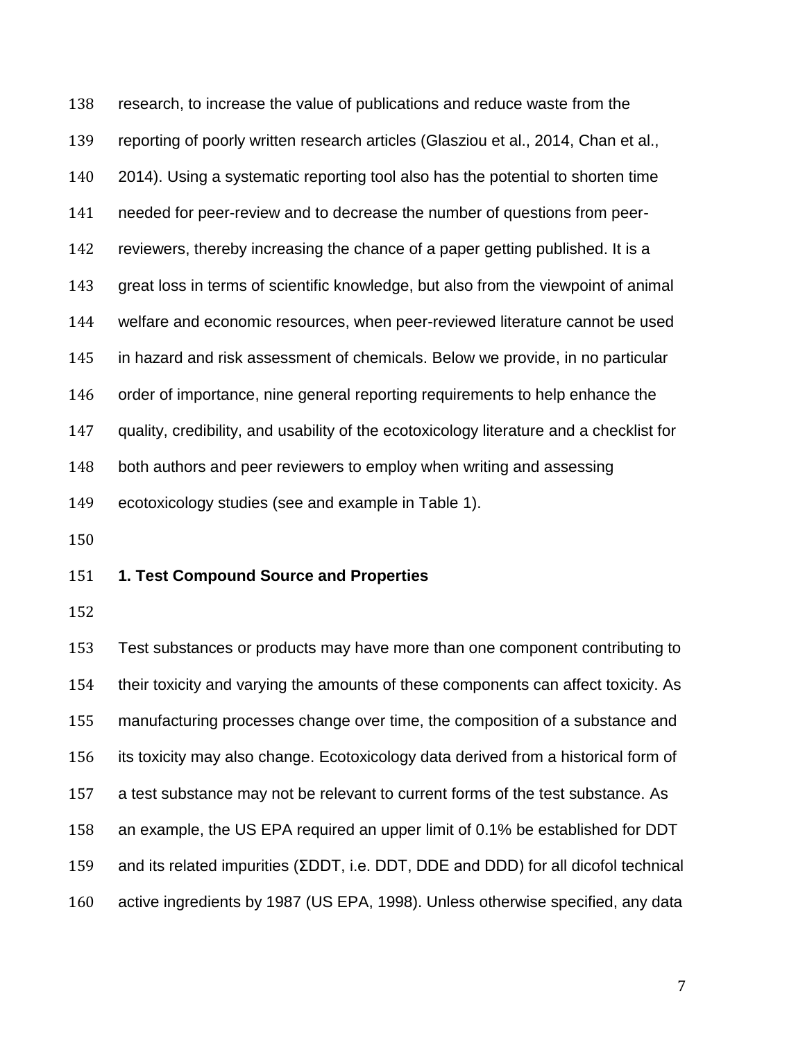research, to increase the value of publications and reduce waste from the reporting of poorly written research articles (Glasziou et al., 2014, Chan et al., 2014). Using a systematic reporting tool also has the potential to shorten time needed for peer-review and to decrease the number of questions from peer-reviewers, thereby increasing the chance of a paper getting published. It is a great loss in terms of scientific knowledge, but also from the viewpoint of animal welfare and economic resources, when peer-reviewed literature cannot be used in hazard and risk assessment of chemicals. Below we provide, in no particular order of importance, nine general reporting requirements to help enhance the quality, credibility, and usability of the ecotoxicology literature and a checklist for both authors and peer reviewers to employ when writing and assessing ecotoxicology studies (see and example in Table 1).

**1. Test Compound Source and Properties**

Test substances or products may have more than one component contributing to their toxicity and varying the amounts of these components can affect toxicity. As manufacturing processes change over time, the composition of a substance and its toxicity may also change. Ecotoxicology data derived from a historical form of a test substance may not be relevant to current forms of the test substance. As an example, the US EPA required an upper limit of 0.1% be established for DDT and its related impurities (ΣDDT, i.e. DDT, DDE and DDD) for all dicofol technical active ingredients by 1987 (US EPA, 1998). Unless otherwise specified, any data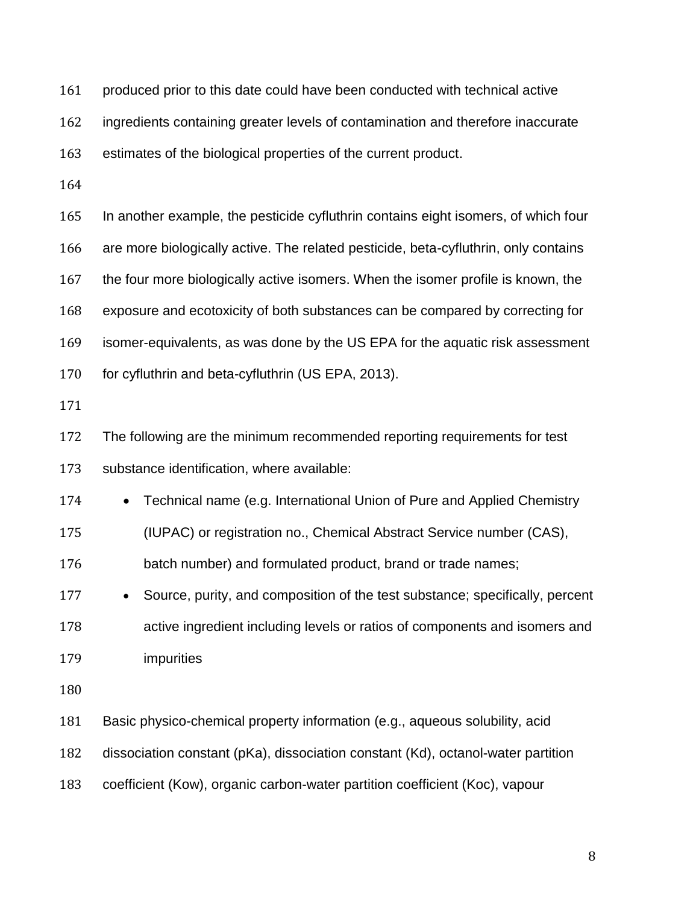produced prior to this date could have been conducted with technical active ingredients containing greater levels of contamination and therefore inaccurate estimates of the biological properties of the current product.

In another example, the pesticide cyfluthrin contains eight isomers, of which four are more biologically active. The related pesticide, beta-cyfluthrin, only contains the four more biologically active isomers. When the isomer profile is known, the exposure and ecotoxicity of both substances can be compared by correcting for isomer-equivalents, as was done by the US EPA for the aquatic risk assessment for cyfluthrin and beta-cyfluthrin (US EPA, 2013).

The following are the minimum recommended reporting requirements for test substance identification, where available:

- Technical name (e.g. International Union of Pure and Applied Chemistry (IUPAC) or registration no., Chemical Abstract Service number (CAS), batch number) and formulated product, brand or trade names;
- Source, purity, and composition of the test substance; specifically, percent active ingredient including levels or ratios of components and isomers and impurities

Basic physico-chemical property information (e.g., aqueous solubility, acid dissociation constant (pKa), dissociation constant (Kd), octanol-water partition coefficient (Kow), organic carbon-water partition coefficient (Koc), vapour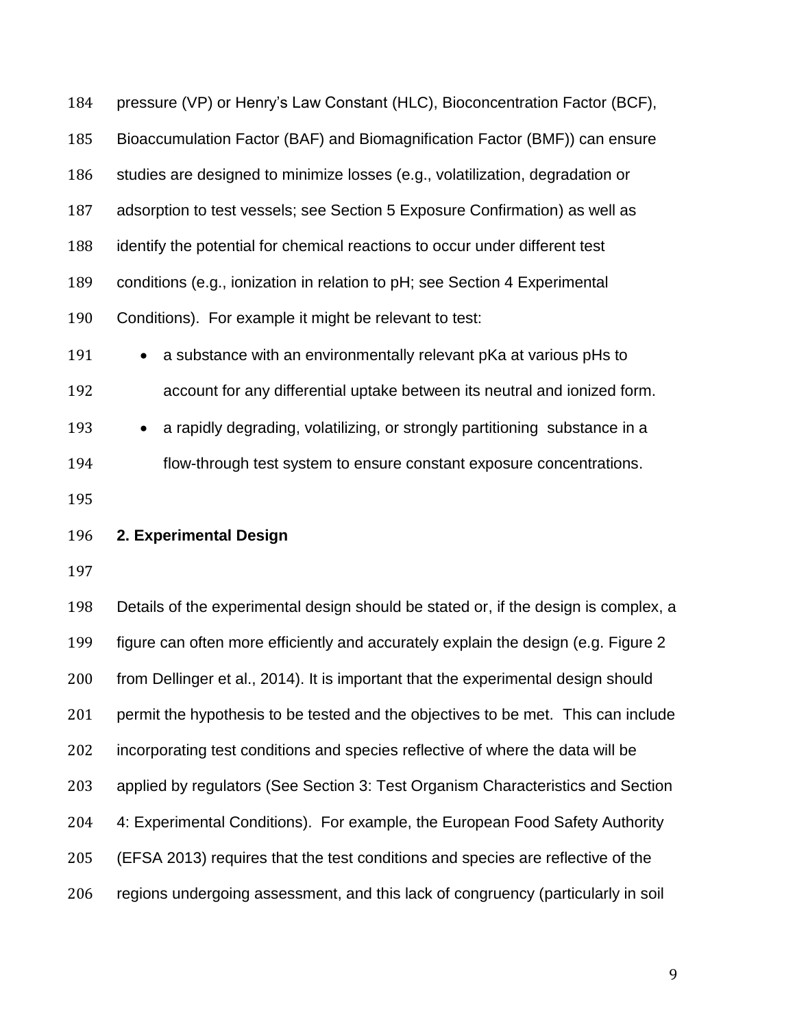pressure (VP) or Henry's Law Constant (HLC), Bioconcentration Factor (BCF), Bioaccumulation Factor (BAF) and Biomagnification Factor (BMF)) can ensure studies are designed to minimize losses (e.g., volatilization, degradation or adsorption to test vessels; see Section 5 Exposure Confirmation) as well as identify the potential for chemical reactions to occur under different test conditions (e.g., ionization in relation to pH; see Section 4 Experimental Conditions). For example it might be relevant to test:

- a substance with an environmentally relevant pKa at various pHs to account for any differential uptake between its neutral and ionized form.
- a rapidly degrading, volatilizing, or strongly partitioning substance in a flow-through test system to ensure constant exposure concentrations.

## 2. Experimental Design

Details of the experimental design should be stated or, if the design is complex, a figure can often more efficiently and accurately explain the design (e.g. Figure 2 from Dellinger et al., 2014). It is important that the experimental design should permit the hypothesis to be tested and the objectives to be met. This can include incorporating test conditions and species reflective of where the data will be applied by regulators (See Section 3: Test Organism Characteristics and Section 4: Experimental Conditions). For example, the European Food Safety Authority (EFSA 2013) requires that the test conditions and species are reflective of the regions undergoing assessment, and this lack of congruency (particularly in soil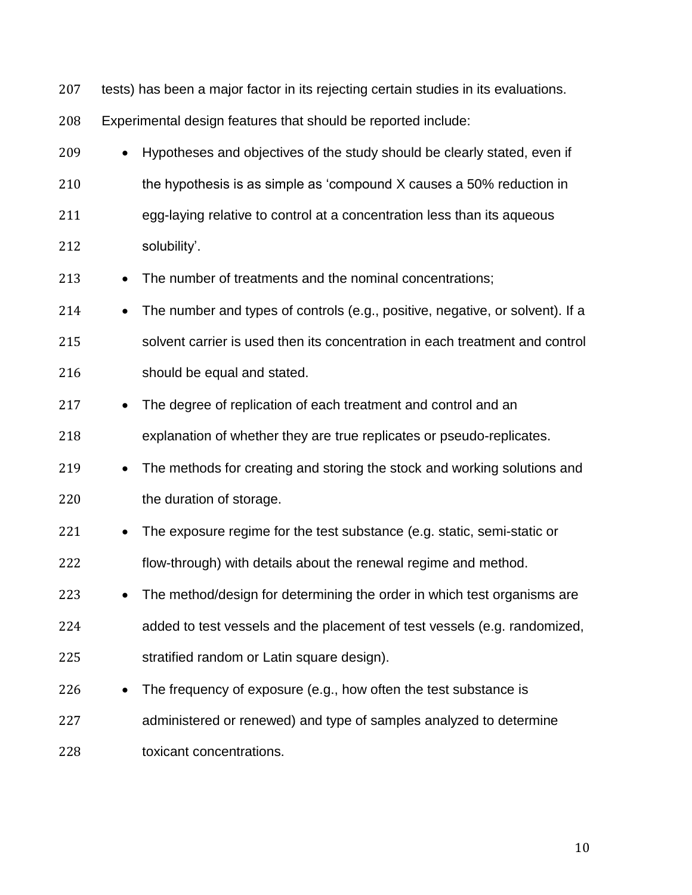tests) has been a major factor in its rejecting certain studies in its evaluations.

Experimental design features that should be reported include:

- Hypotheses and objectives of the study should be clearly stated, even if the hypothesis is as simple as 'compound X causes a 50% reduction in egg-laying relative to control at a concentration less than its aqueous solubility'.
- The number of treatments and the nominal concentrations;
- The number and types of controls (e.g., positive, negative, or solvent). If a solvent carrier is used then its concentration in each treatment and control should be equal and stated.
- The degree of replication of each treatment and control and an explanation of whether they are true replicates or pseudo-replicates.
- The methods for creating and storing the stock and working solutions and the duration of storage.
- The exposure regime for the test substance (e.g. static, semi-static or flow-through) with details about the renewal regime and method.
- The method/design for determining the order in which test organisms are added to test vessels and the placement of test vessels (e.g. randomized, stratified random or Latin square design).
- The frequency of exposure (e.g., how often the test substance is administered or renewed) and type of samples analyzed to determine toxicant concentrations.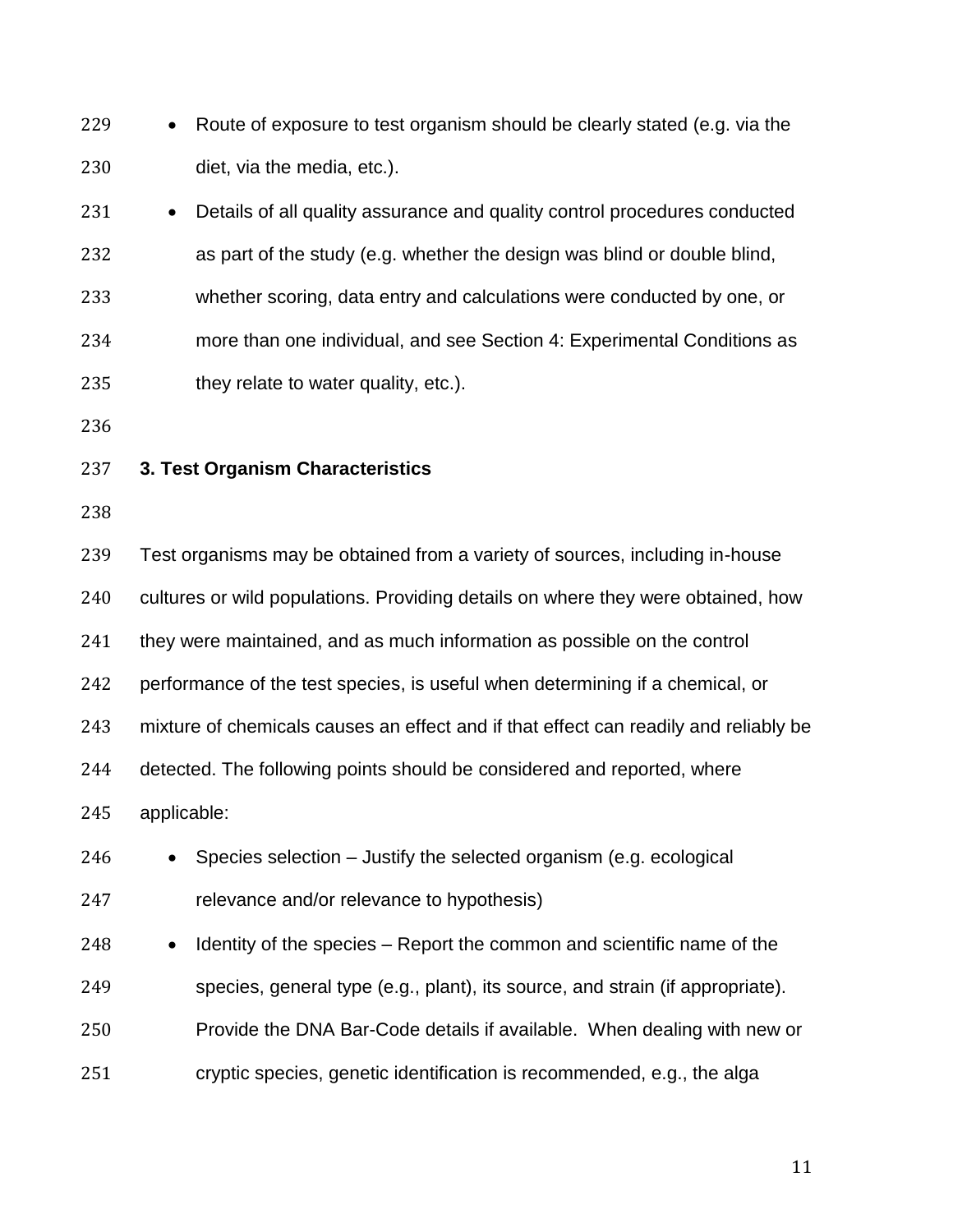- Route of exposure to test organism should be clearly stated (e.g. via the diet, via the media, etc.).
- Details of all quality assurance and quality control procedures conducted as part of the study (e.g. whether the design was blind or double blind, whether scoring, data entry and calculations were conducted by one, or more than one individual, and see Section 4: Experimental Conditions as they relate to water quality, etc.).

## 3. Test Organism Characteristics

Test organisms may be obtained from a variety of sources, including in-house cultures or wild populations. Providing details on where they were obtained, how they were maintained, and as much information as possible on the control performance of the test species, is useful when determining if a chemical, or mixture of chemicals causes an effect and if that effect can readily and reliably be detected. The following points should be considered and reported, where applicable:

- Species selection – Justify the selected organism (e.g. ecological relevance and/or relevance to hypothesis)
- Identity of the species – Report the common and scientific name of the species, general type (e.g., plant), its source, and strain (if appropriate). Provide the DNA Bar-Code details if available. When dealing with new or cryptic species, genetic identification is recommended, e.g., the alga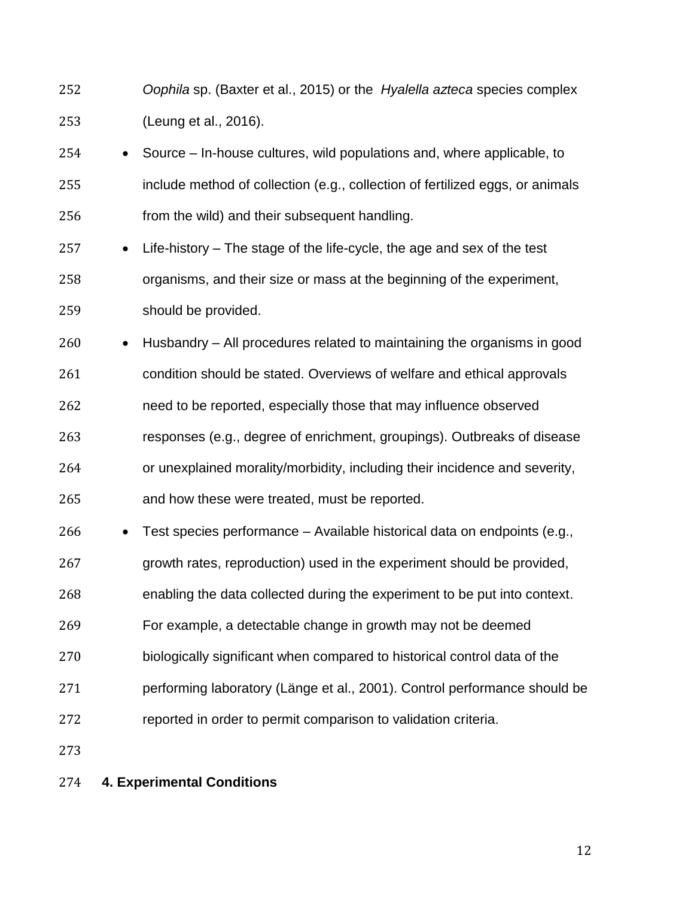*Oophila* sp. (Baxter et al., 2015) or the *Hyalella azteca* species complex (Leung et al., 2016).

- Source – In-house cultures, wild populations and, where applicable, to include method of collection (e.g., collection of fertilized eggs, or animals from the wild) and their subsequent handling.
- Life-history – The stage of the life-cycle, the age and sex of the test organisms, and their size or mass at the beginning of the experiment, should be provided.
- Husbandry – All procedures related to maintaining the organisms in good condition should be stated. Overviews of welfare and ethical approvals need to be reported, especially those that may influence observed responses (e.g., degree of enrichment, groupings). Outbreaks of disease or unexplained morality/morbidity, including their incidence and severity, and how these were treated, must be reported.
- Test species performance – Available historical data on endpoints (e.g., growth rates, reproduction) used in the experiment should be provided, enabling the data collected during the experiment to be put into context. For example, a detectable change in growth may not be deemed biologically significant when compared to historical control data of the performing laboratory (Länge et al., 2001). Control performance should be reported in order to permit comparison to validation criteria.

## 4. Experimental Conditions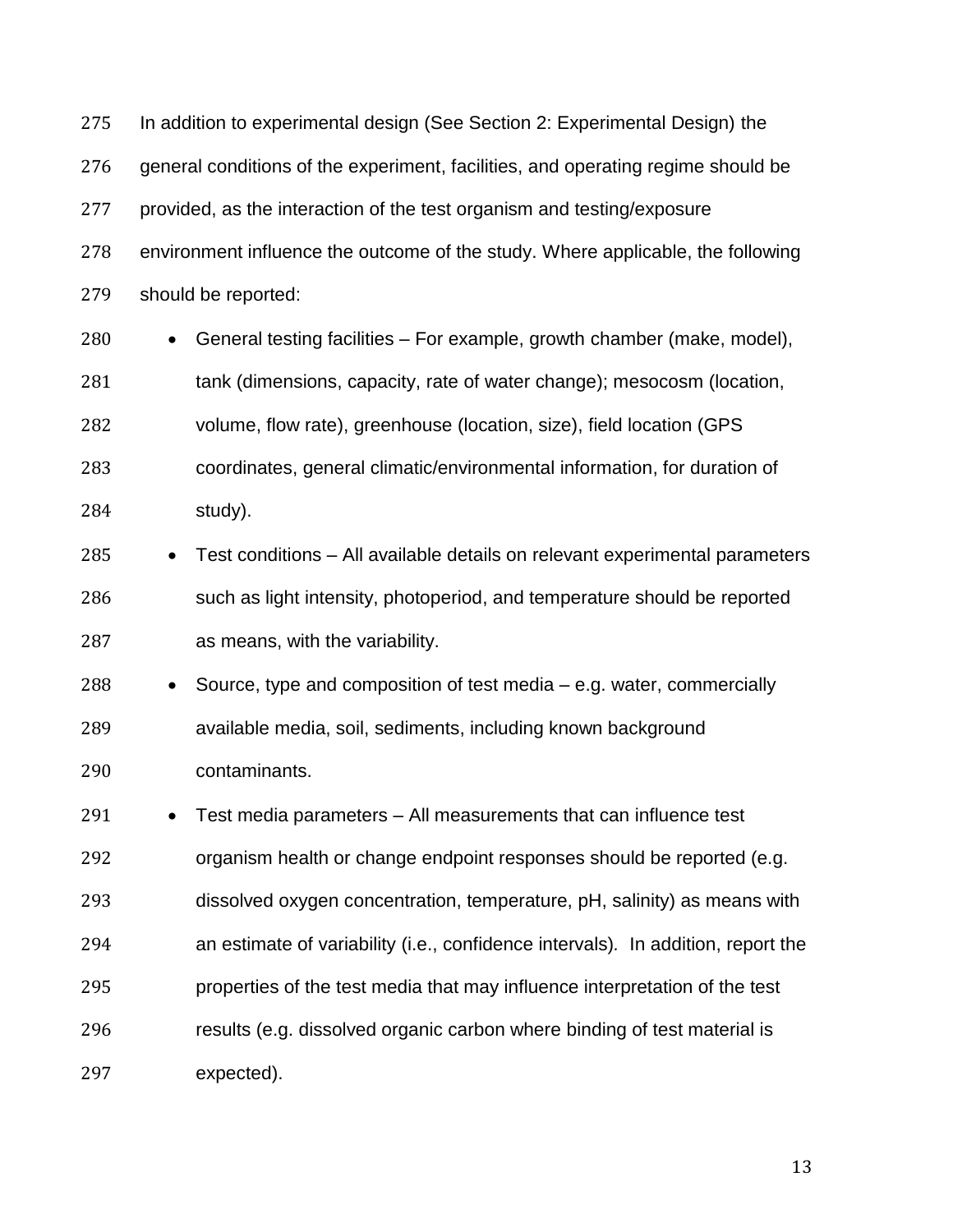In addition to experimental design (See Section 2: Experimental Design) the general conditions of the experiment, facilities, and operating regime should be provided, as the interaction of the test organism and testing/exposure environment influence the outcome of the study. Where applicable, the following should be reported:

- General testing facilities – For example, growth chamber (make, model), tank (dimensions, capacity, rate of water change); mesocosm (location, volume, flow rate), greenhouse (location, size), field location (GPS coordinates, general climatic/environmental information, for duration of study).
- Test conditions – All available details on relevant experimental parameters such as light intensity, photoperiod, and temperature should be reported as means, with the variability.
- Source, type and composition of test media – e.g. water, commercially available media, soil, sediments, including known background contaminants.
- Test media parameters – All measurements that can influence test organism health or change endpoint responses should be reported (e.g. dissolved oxygen concentration, temperature, pH, salinity) as means with an estimate of variability (i.e., confidence intervals). In addition, report the properties of the test media that may influence interpretation of the test results (e.g. dissolved organic carbon where binding of test material is expected).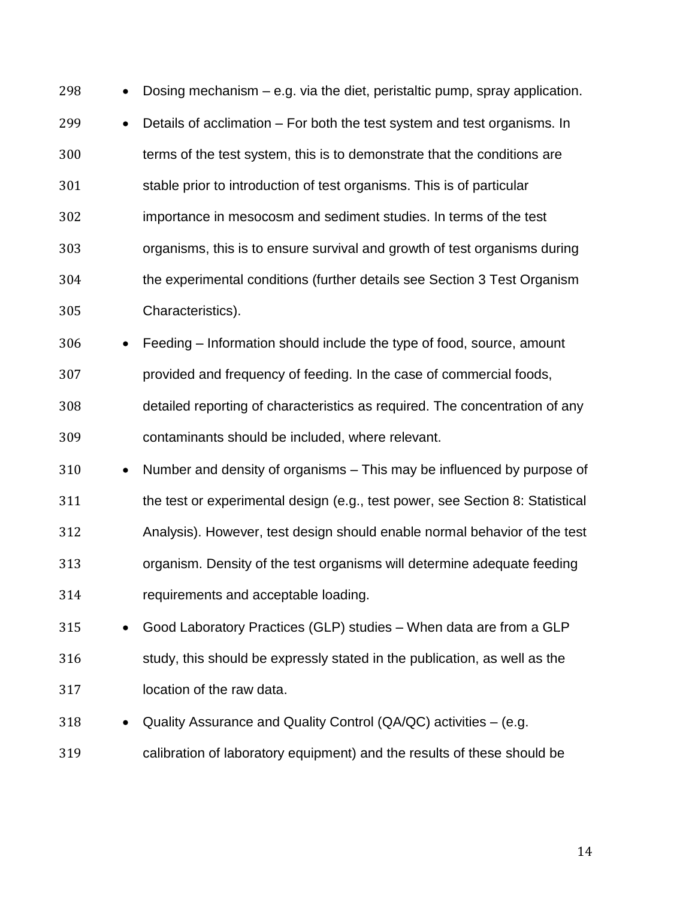- Dosing mechanism – e.g. via the diet, peristaltic pump, spray application.
- Details of acclimation – For both the test system and test organisms. In terms of the test system, this is to demonstrate that the conditions are stable prior to introduction of test organisms. This is of particular importance in mesocosm and sediment studies. In terms of the test organisms, this is to ensure survival and growth of test organisms during the experimental conditions (further details see Section 3 Test Organism Characteristics).
- Feeding – Information should include the type of food, source, amount provided and frequency of feeding. In the case of commercial foods, detailed reporting of characteristics as required. The concentration of any contaminants should be included, where relevant.
- Number and density of organisms – This may be influenced by purpose of the test or experimental design (e.g., test power, see Section 8: Statistical Analysis). However, test design should enable normal behavior of the test organism. Density of the test organisms will determine adequate feeding requirements and acceptable loading.
- Good Laboratory Practices (GLP) studies – When data are from a GLP study, this should be expressly stated in the publication, as well as the location of the raw data.
- Quality Assurance and Quality Control (QA/QC) activities – (e.g. calibration of laboratory equipment) and the results of these should be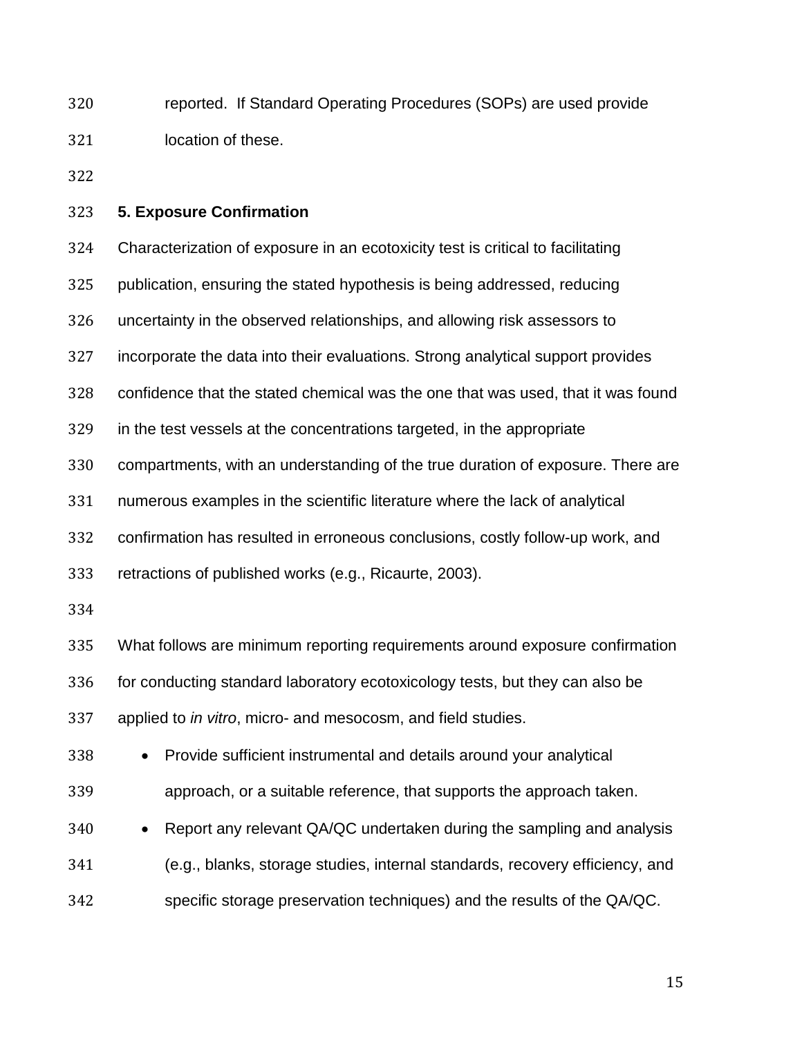reported. If Standard Operating Procedures (SOPs) are used provide location of these.

**5. Exposure Confirmation**

Characterization of exposure in an ecotoxicity test is critical to facilitating publication, ensuring the stated hypothesis is being addressed, reducing uncertainty in the observed relationships, and allowing risk assessors to incorporate the data into their evaluations. Strong analytical support provides confidence that the stated chemical was the one that was used, that it was found in the test vessels at the concentrations targeted, in the appropriate compartments, with an understanding of the true duration of exposure. There are numerous examples in the scientific literature where the lack of analytical confirmation has resulted in erroneous conclusions, costly follow-up work, and retractions of published works (e.g., Ricaurte, 2003).

What follows are minimum reporting requirements around exposure confirmation for conducting standard laboratory ecotoxicology tests, but they can also be applied to *in vitro*, micro- and mesocosm, and field studies.

- Provide sufficient instrumental and details around your analytical approach, or a suitable reference, that supports the approach taken.
- Report any relevant QA/QC undertaken during the sampling and analysis (e.g., blanks, storage studies, internal standards, recovery efficiency, and specific storage preservation techniques) and the results of the QA/QC.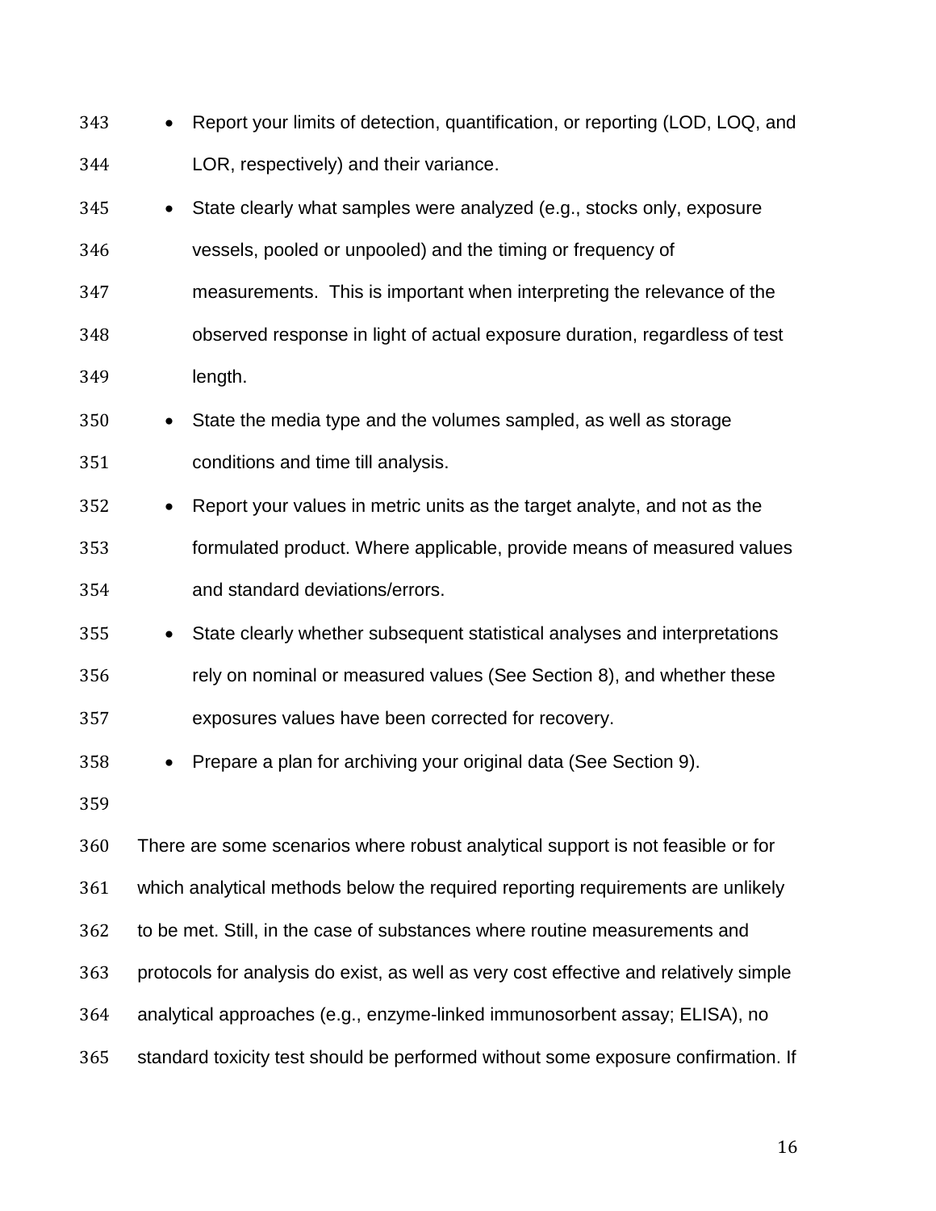- Report your limits of detection, quantification, or reporting (LOD, LOQ, and LOR, respectively) and their variance.
- State clearly what samples were analyzed (e.g., stocks only, exposure vessels, pooled or unpooled) and the timing or frequency of measurements. This is important when interpreting the relevance of the observed response in light of actual exposure duration, regardless of test length.
- State the media type and the volumes sampled, as well as storage conditions and time till analysis.
- Report your values in metric units as the target analyte, and not as the formulated product. Where applicable, provide means of measured values and standard deviations/errors.
- State clearly whether subsequent statistical analyses and interpretations rely on nominal or measured values (See Section 8), and whether these exposures values have been corrected for recovery.
- Prepare a plan for archiving your original data (See Section 9).

There are some scenarios where robust analytical support is not feasible or for which analytical methods below the required reporting requirements are unlikely to be met. Still, in the case of substances where routine measurements and protocols for analysis do exist, as well as very cost effective and relatively simple analytical approaches (e.g., enzyme-linked immunosorbent assay; ELISA), no standard toxicity test should be performed without some exposure confirmation. If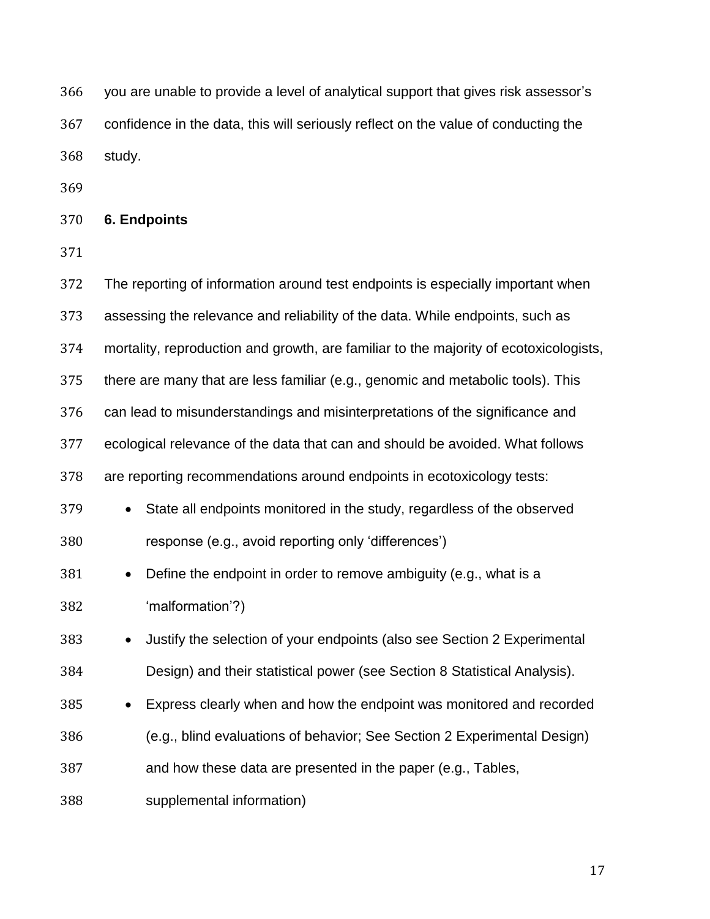you are unable to provide a level of analytical support that gives risk assessor's confidence in the data, this will seriously reflect on the value of conducting the study.

## 6. Endpoints

The reporting of information around test endpoints is especially important when assessing the relevance and reliability of the data. While endpoints, such as mortality, reproduction and growth, are familiar to the majority of ecotoxicologists, there are many that are less familiar (e.g., genomic and metabolic tools). This can lead to misunderstandings and misinterpretations of the significance and ecological relevance of the data that can and should be avoided. What follows are reporting recommendations around endpoints in ecotoxicology tests:

- State all endpoints monitored in the study, regardless of the observed response (e.g., avoid reporting only 'differences')
- Define the endpoint in order to remove ambiguity (e.g., what is a 'malformation'?)
- Justify the selection of your endpoints (also see Section 2 Experimental Design) and their statistical power (see Section 8 Statistical Analysis).
- Express clearly when and how the endpoint was monitored and recorded (e.g., blind evaluations of behavior; See Section 2 Experimental Design) and how these data are presented in the paper (e.g., Tables, supplemental information)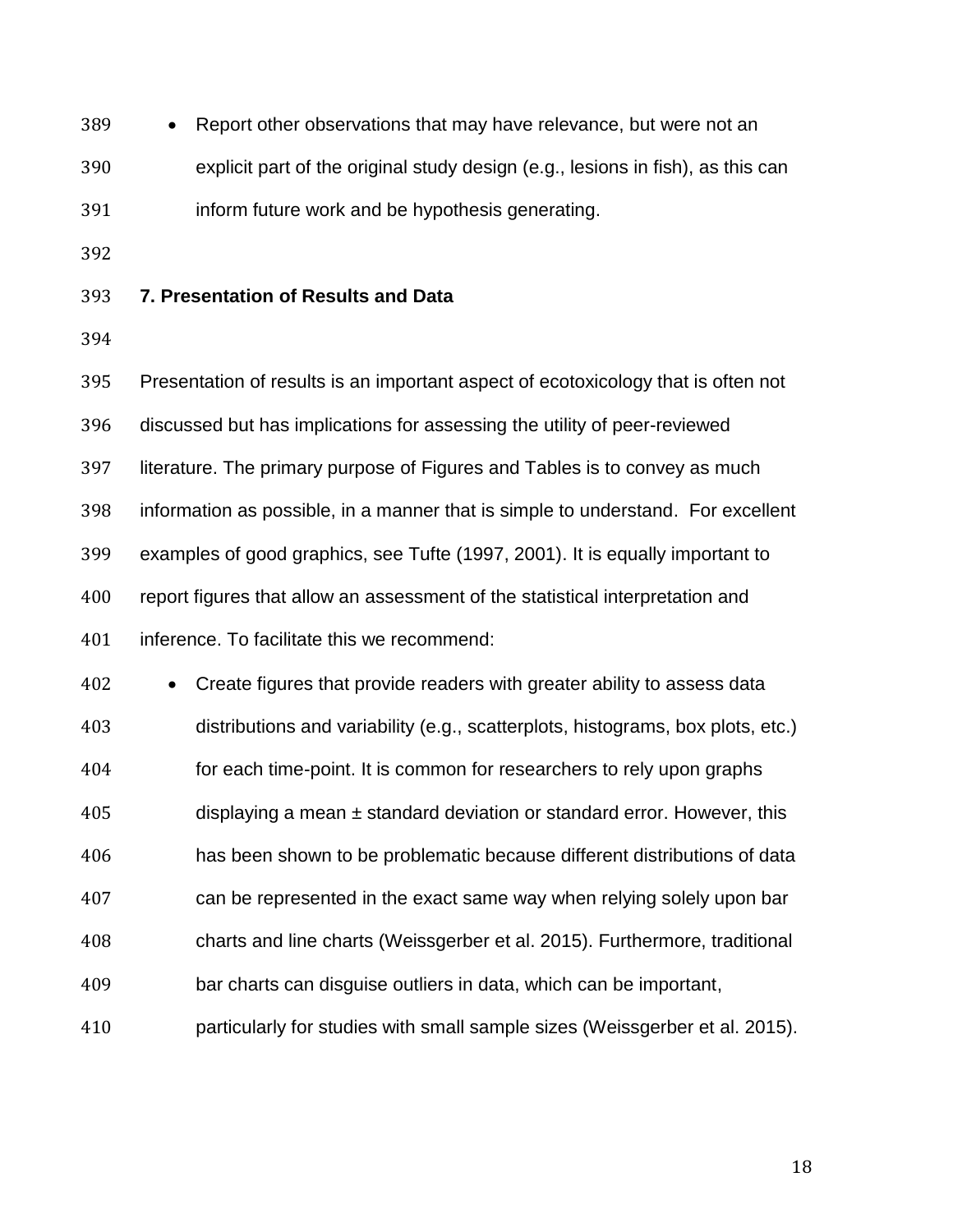- Report other observations that may have relevance, but were not an explicit part of the original study design (e.g., lesions in fish), as this can inform future work and be hypothesis generating.

## 7. Presentation of Results and Data

Presentation of results is an important aspect of ecotoxicology that is often not discussed but has implications for assessing the utility of peer-reviewed literature. The primary purpose of Figures and Tables is to convey as much information as possible, in a manner that is simple to understand. For excellent examples of good graphics, see Tufte (1997, 2001). It is equally important to report figures that allow an assessment of the statistical interpretation and inference. To facilitate this we recommend:

- Create figures that provide readers with greater ability to assess data distributions and variability (e.g., scatterplots, histograms, box plots, etc.) for each time-point. It is common for researchers to rely upon graphs displaying a mean ± standard deviation or standard error. However, this has been shown to be problematic because different distributions of data can be represented in the exact same way when relying solely upon bar charts and line charts (Weissgerber et al. 2015). Furthermore, traditional bar charts can disguise outliers in data, which can be important, particularly for studies with small sample sizes (Weissgerber et al. 2015).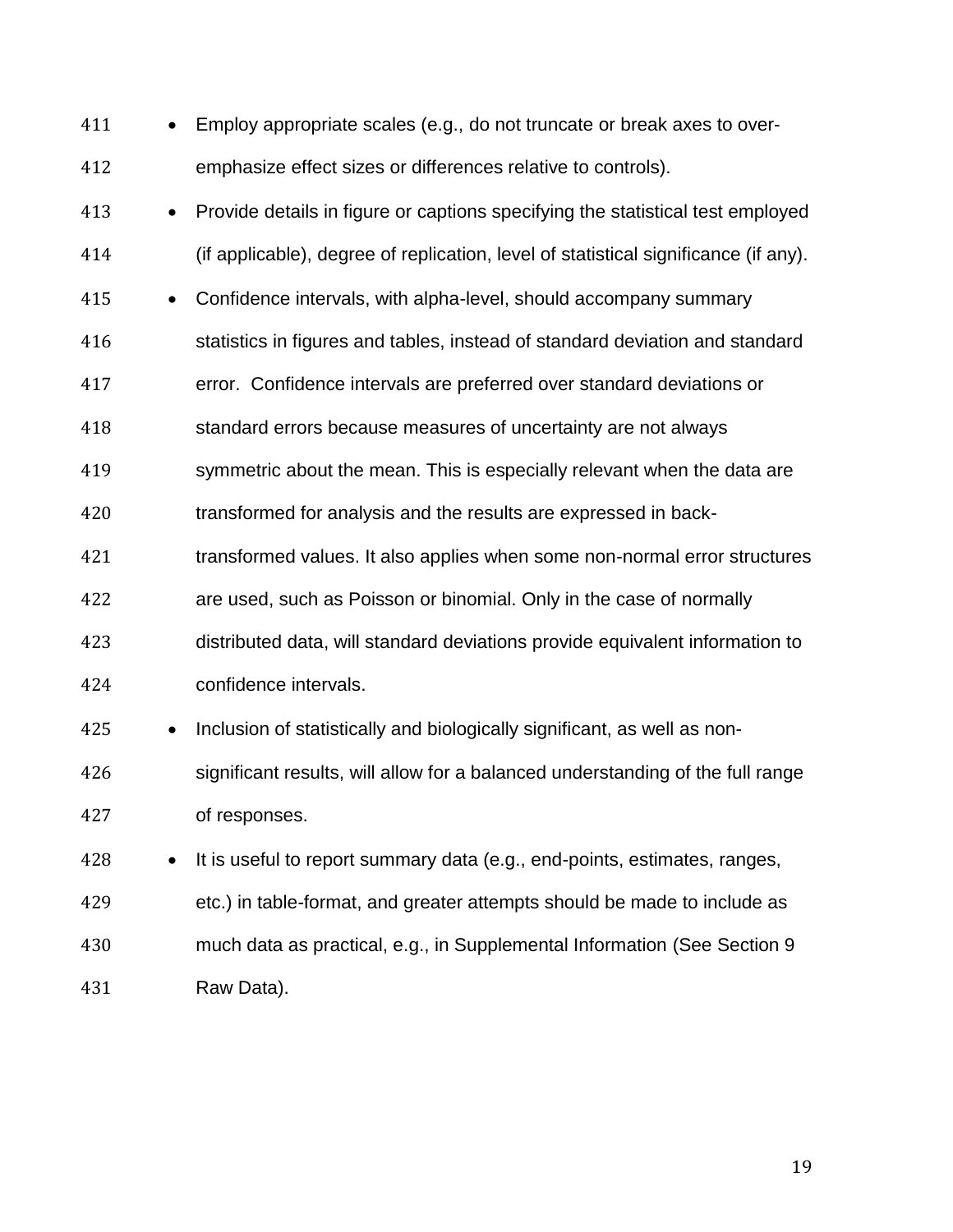- Employ appropriate scales (e.g., do not truncate or break axes to over-emphasize effect sizes or differences relative to controls).
- Provide details in figure or captions specifying the statistical test employed (if applicable), degree of replication, level of statistical significance (if any).
- Confidence intervals, with alpha-level, should accompany summary statistics in figures and tables, instead of standard deviation and standard error. Confidence intervals are preferred over standard deviations or standard errors because measures of uncertainty are not always symmetric about the mean. This is especially relevant when the data are transformed for analysis and the results are expressed in back-transformed values. It also applies when some non-normal error structures are used, such as Poisson or binomial. Only in the case of normally distributed data, will standard deviations provide equivalent information to confidence intervals.
- Inclusion of statistically and biologically significant, as well as non-significant results, will allow for a balanced understanding of the full range of responses.
- It is useful to report summary data (e.g., end-points, estimates, ranges, etc.) in table-format, and greater attempts should be made to include as much data as practical, e.g., in Supplemental Information (See Section 9 Raw Data).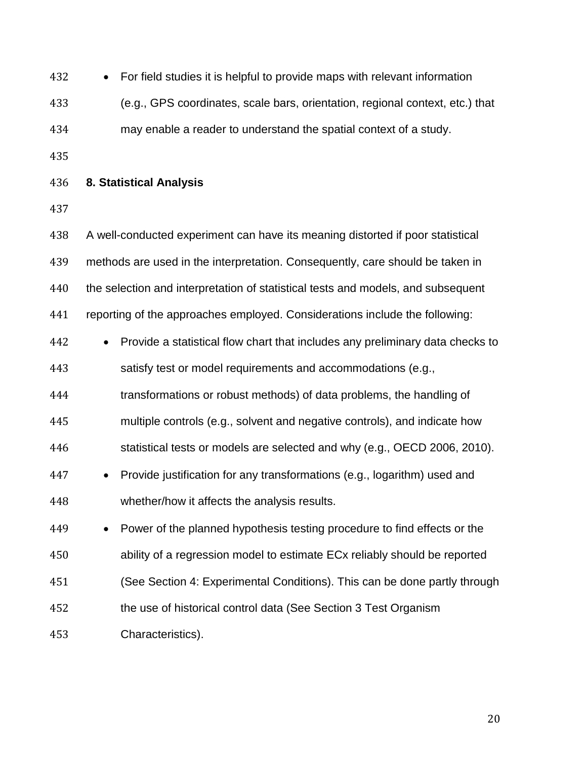- For field studies it is helpful to provide maps with relevant information (e.g., GPS coordinates, scale bars, orientation, regional context, etc.) that may enable a reader to understand the spatial context of a study.

## 8. Statistical Analysis

A well-conducted experiment can have its meaning distorted if poor statistical methods are used in the interpretation. Consequently, care should be taken in the selection and interpretation of statistical tests and models, and subsequent reporting of the approaches employed. Considerations include the following:

- Provide a statistical flow chart that includes any preliminary data checks to satisfy test or model requirements and accommodations (e.g., transformations or robust methods) of data problems, the handling of multiple controls (e.g., solvent and negative controls), and indicate how statistical tests or models are selected and why (e.g., OECD 2006, 2010).
- Provide justification for any transformations (e.g., logarithm) used and whether/how it affects the analysis results.
- Power of the planned hypothesis testing procedure to find effects or the ability of a regression model to estimate ECx reliably should be reported (See Section 4: Experimental Conditions). This can be done partly through the use of historical control data (See Section 3 Test Organism Characteristics).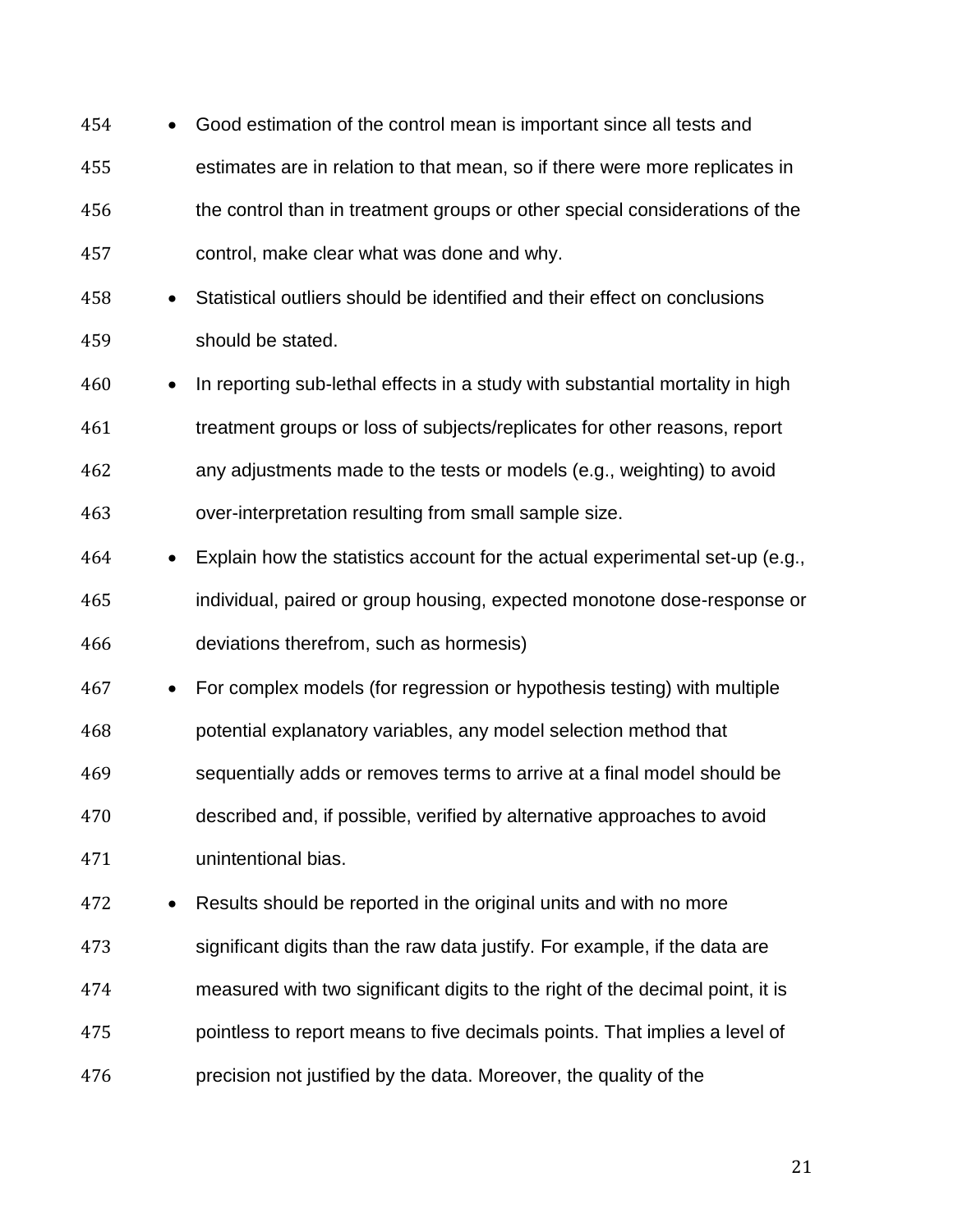- Good estimation of the control mean is important since all tests and estimates are in relation to that mean, so if there were more replicates in the control than in treatment groups or other special considerations of the control, make clear what was done and why.
- Statistical outliers should be identified and their effect on conclusions should be stated.
- In reporting sub-lethal effects in a study with substantial mortality in high treatment groups or loss of subjects/replicates for other reasons, report any adjustments made to the tests or models (e.g., weighting) to avoid over-interpretation resulting from small sample size.
- Explain how the statistics account for the actual experimental set-up (e.g., individual, paired or group housing, expected monotone dose-response or deviations therefrom, such as hormesis)
- For complex models (for regression or hypothesis testing) with multiple potential explanatory variables, any model selection method that sequentially adds or removes terms to arrive at a final model should be described and, if possible, verified by alternative approaches to avoid unintentional bias.
- Results should be reported in the original units and with no more significant digits than the raw data justify. For example, if the data are measured with two significant digits to the right of the decimal point, it is pointless to report means to five decimals points. That implies a level of precision not justified by the data. Moreover, the quality of the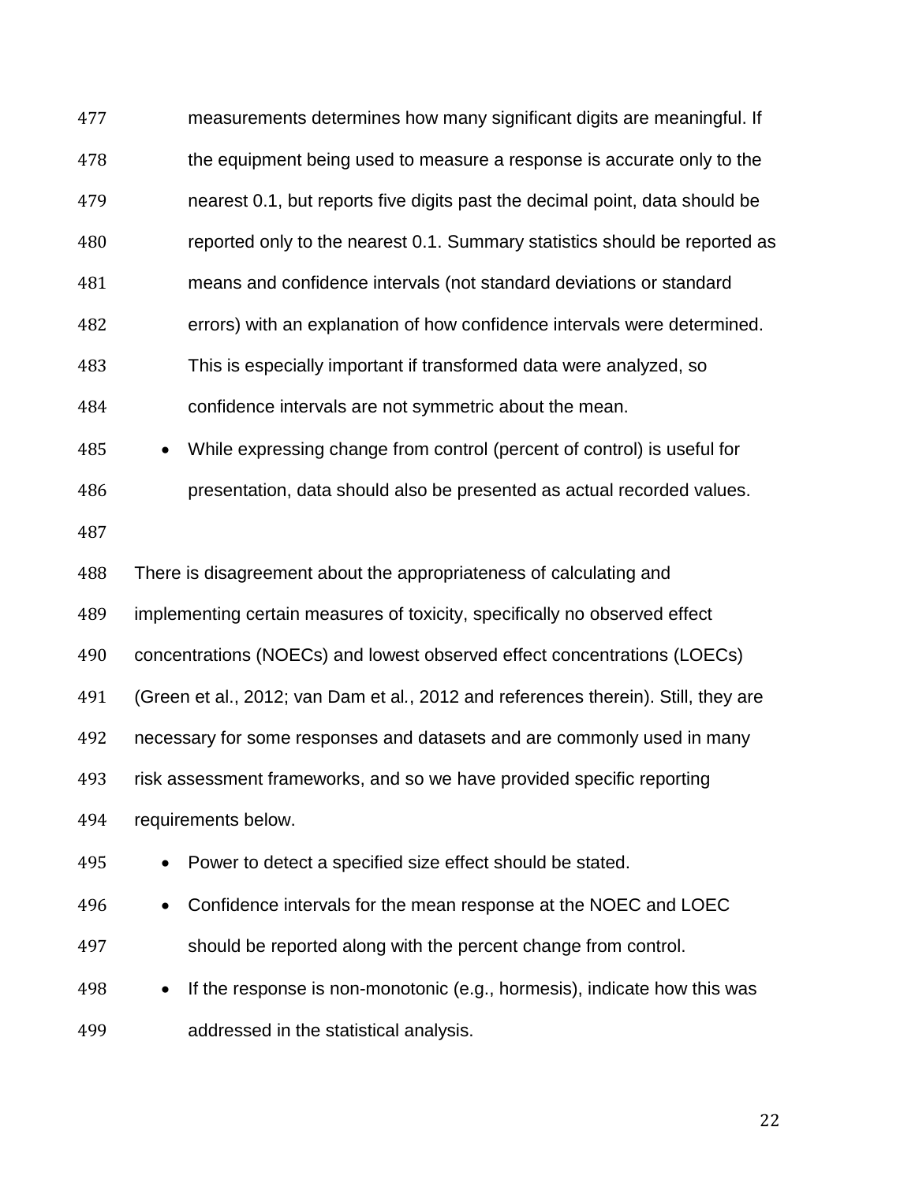measurements determines how many significant digits are meaningful. If the equipment being used to measure a response is accurate only to the nearest 0.1, but reports five digits past the decimal point, data should be reported only to the nearest 0.1. Summary statistics should be reported as means and confidence intervals (not standard deviations or standard errors) with an explanation of how confidence intervals were determined. This is especially important if transformed data were analyzed, so confidence intervals are not symmetric about the mean.

- While expressing change from control (percent of control) is useful for presentation, data should also be presented as actual recorded values.

There is disagreement about the appropriateness of calculating and implementing certain measures of toxicity, specifically no observed effect concentrations (NOECs) and lowest observed effect concentrations (LOECs) (Green et al., 2012; van Dam et al., 2012 and references therein). Still, they are necessary for some responses and datasets and are commonly used in many risk assessment frameworks, and so we have provided specific reporting requirements below.

- Power to detect a specified size effect should be stated.
- Confidence intervals for the mean response at the NOEC and LOEC should be reported along with the percent change from control.
- If the response is non-monotonic (e.g., hormesis), indicate how this was addressed in the statistical analysis.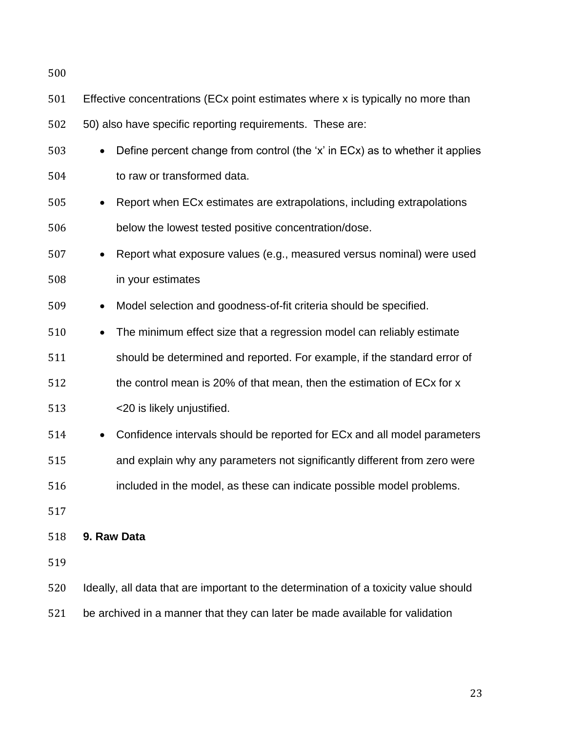Effective concentrations (ECx point estimates where x is typically no more than 50) also have specific reporting requirements. These are:

- Define percent change from control (the 'x' in ECx) as to whether it applies to raw or transformed data.
- Report when ECx estimates are extrapolations, including extrapolations below the lowest tested positive concentration/dose.
- Report what exposure values (e.g., measured versus nominal) were used in your estimates
- Model selection and goodness-of-fit criteria should be specified.
- The minimum effect size that a regression model can reliably estimate should be determined and reported. For example, if the standard error of the control mean is 20% of that mean, then the estimation of ECx for x <20 is likely unjustified.
- Confidence intervals should be reported for ECx and all model parameters and explain why any parameters not significantly different from zero were included in the model, as these can indicate possible model problems.

## 9. Raw Data

Ideally, all data that are important to the determination of a toxicity value should be archived in a manner that they can later be made available for validation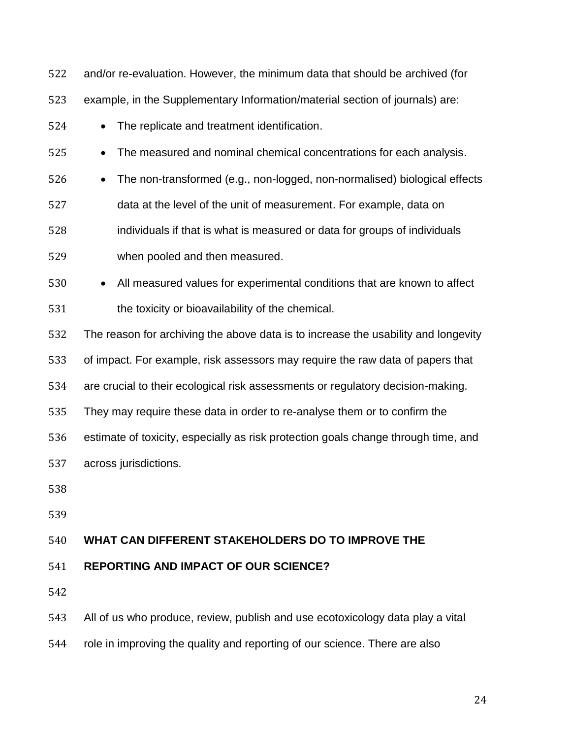and/or re-evaluation. However, the minimum data that should be archived (for example, in the Supplementary Information/material section of journals) are:

- The replicate and treatment identification.
- The measured and nominal chemical concentrations for each analysis.
- The non-transformed (e.g., non-logged, non-normalised) biological effects data at the level of the unit of measurement. For example, data on individuals if that is what is measured or data for groups of individuals when pooled and then measured.
- All measured values for experimental conditions that are known to affect the toxicity or bioavailability of the chemical.

The reason for archiving the above data is to increase the usability and longevity of impact. For example, risk assessors may require the raw data of papers that are crucial to their ecological risk assessments or regulatory decision-making. They may require these data in order to re-analyse them or to confirm the estimate of toxicity, especially as risk protection goals change through time, and across jurisdictions.

## WHAT CAN DIFFERENT STAKEHOLDERS DO TO IMPROVE THE REPORTING AND IMPACT OF OUR SCIENCE?

All of us who produce, review, publish and use ecotoxicology data play a vital role in improving the quality and reporting of our science. There are also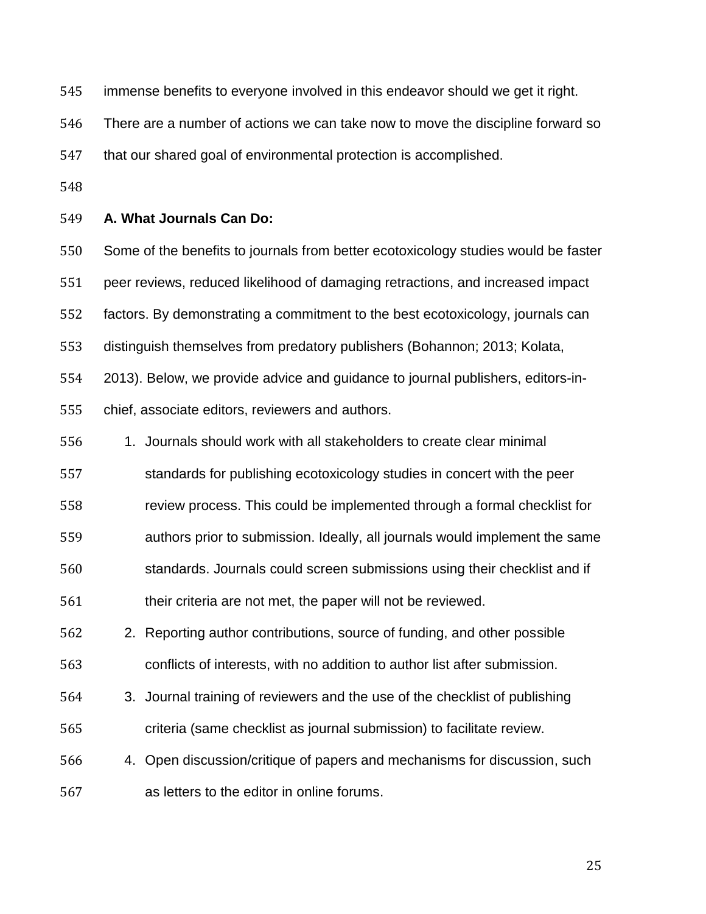immense benefits to everyone involved in this endeavor should we get it right. There are a number of actions we can take now to move the discipline forward so that our shared goal of environmental protection is accomplished.

**A. What Journals Can Do:**

Some of the benefits to journals from better ecotoxicology studies would be faster peer reviews, reduced likelihood of damaging retractions, and increased impact factors. By demonstrating a commitment to the best ecotoxicology, journals can distinguish themselves from predatory publishers (Bohannon; 2013; Kolata, 2013). Below, we provide advice and guidance to journal publishers, editors-in-chief, associate editors, reviewers and authors.

1. Journals should work with all stakeholders to create clear minimal standards for publishing ecotoxicology studies in concert with the peer review process. This could be implemented through a formal checklist for authors prior to submission. Ideally, all journals would implement the same standards. Journals could screen submissions using their checklist and if their criteria are not met, the paper will not be reviewed.
2. Reporting author contributions, source of funding, and other possible conflicts of interests, with no addition to author list after submission.
3. Journal training of reviewers and the use of the checklist of publishing criteria (same checklist as journal submission) to facilitate review.
4. Open discussion/critique of papers and mechanisms for discussion, such as letters to the editor in online forums.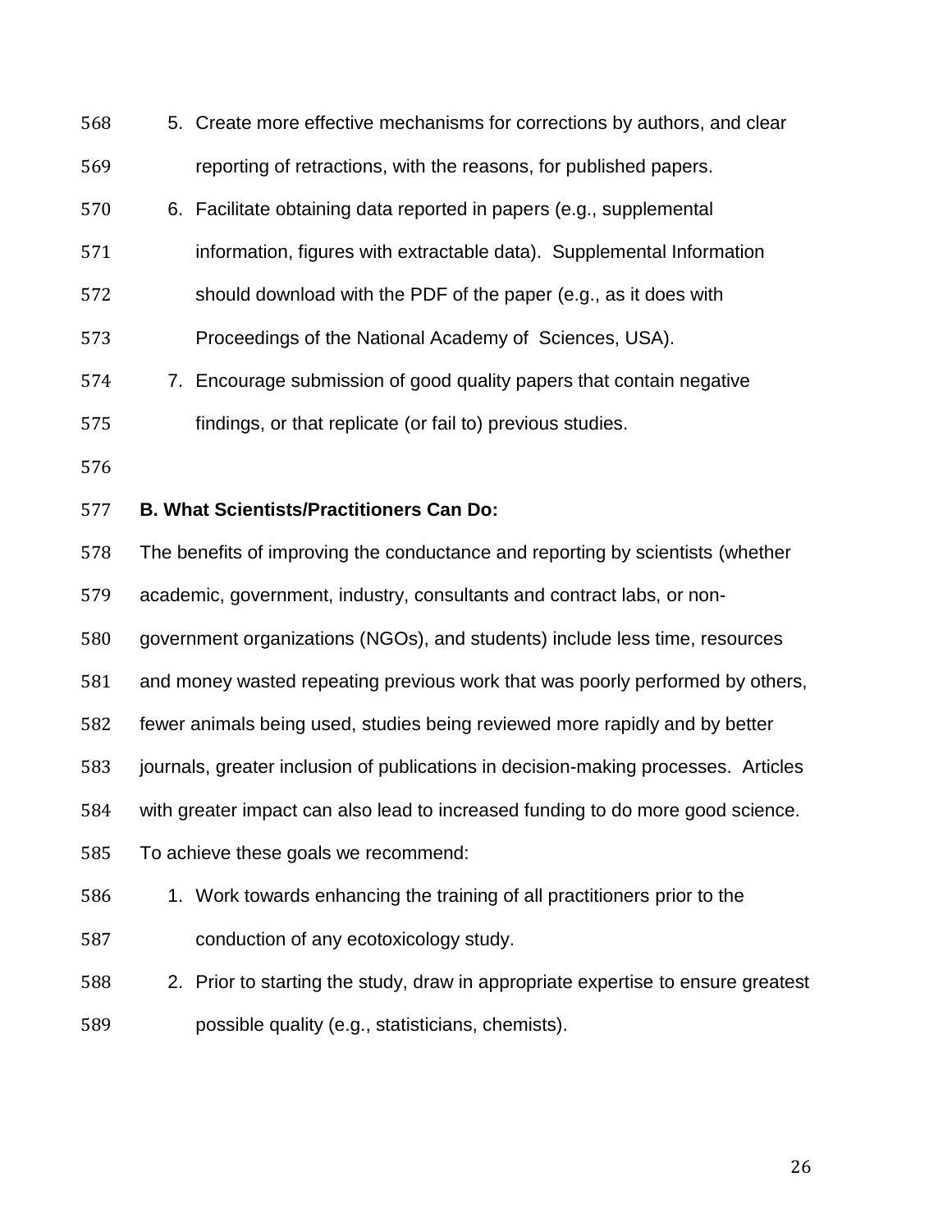5. Create more effective mechanisms for corrections by authors, and clear reporting of retractions, with the reasons, for published papers.
6. Facilitate obtaining data reported in papers (e.g., supplemental information, figures with extractable data). Supplemental Information should download with the PDF of the paper (e.g., as it does with Proceedings of the National Academy of Sciences, USA).
7. Encourage submission of good quality papers that contain negative findings, or that replicate (or fail to) previous studies.

**B. What Scientists/Practitioners Can Do:**

The benefits of improving the conductance and reporting by scientists (whether academic, government, industry, consultants and contract labs, or non-government organizations (NGOs), and students) include less time, resources and money wasted repeating previous work that was poorly performed by others, fewer animals being used, studies being reviewed more rapidly and by better journals, greater inclusion of publications in decision-making processes. Articles with greater impact can also lead to increased funding to do more good science. To achieve these goals we recommend:

1. Work towards enhancing the training of all practitioners prior to the conduction of any ecotoxicology study.
2. Prior to starting the study, draw in appropriate expertise to ensure greatest possible quality (e.g., statisticians, chemists).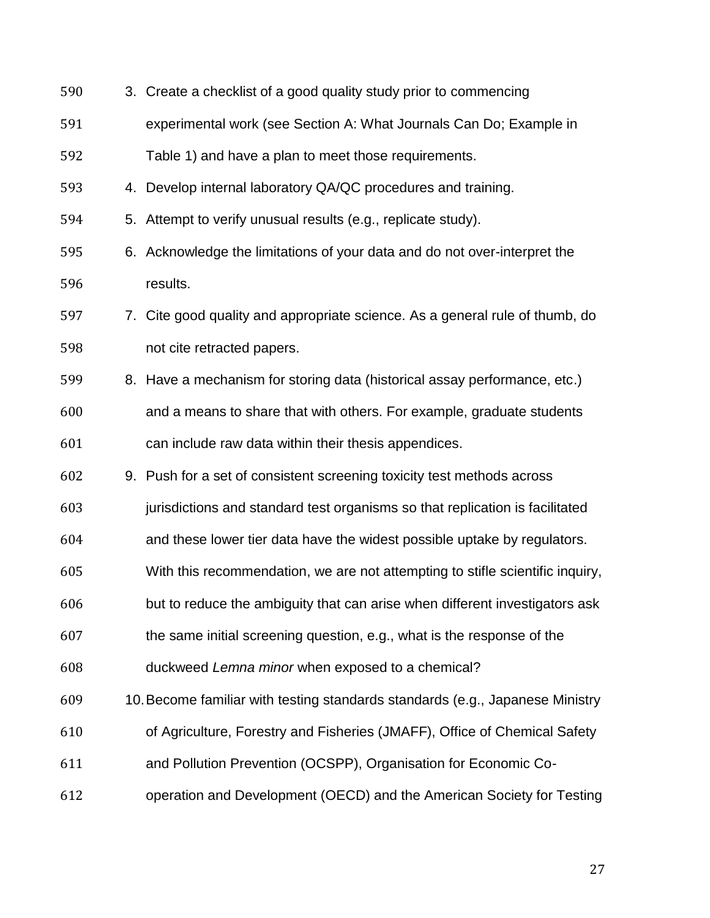3. Create a checklist of a good quality study prior to commencing experimental work (see Section A: What Journals Can Do; Example in Table 1) and have a plan to meet those requirements.
4. Develop internal laboratory QA/QC procedures and training.
5. Attempt to verify unusual results (e.g., replicate study).
6. Acknowledge the limitations of your data and do not over-interpret the results.
7. Cite good quality and appropriate science. As a general rule of thumb, do not cite retracted papers.
8. Have a mechanism for storing data (historical assay performance, etc.) and a means to share that with others. For example, graduate students can include raw data within their thesis appendices.
9. Push for a set of consistent screening toxicity test methods across jurisdictions and standard test organisms so that replication is facilitated and these lower tier data have the widest possible uptake by regulators. With this recommendation, we are not attempting to stifle scientific inquiry, but to reduce the ambiguity that can arise when different investigators ask the same initial screening question, e.g., what is the response of the duckweed *Lemna minor* when exposed to a chemical?
10. Become familiar with testing standards standards (e.g., Japanese Ministry of Agriculture, Forestry and Fisheries (JMAFF), Office of Chemical Safety and Pollution Prevention (OCSPP), Organisation for Economic Co-operation and Development (OECD) and the American Society for Testing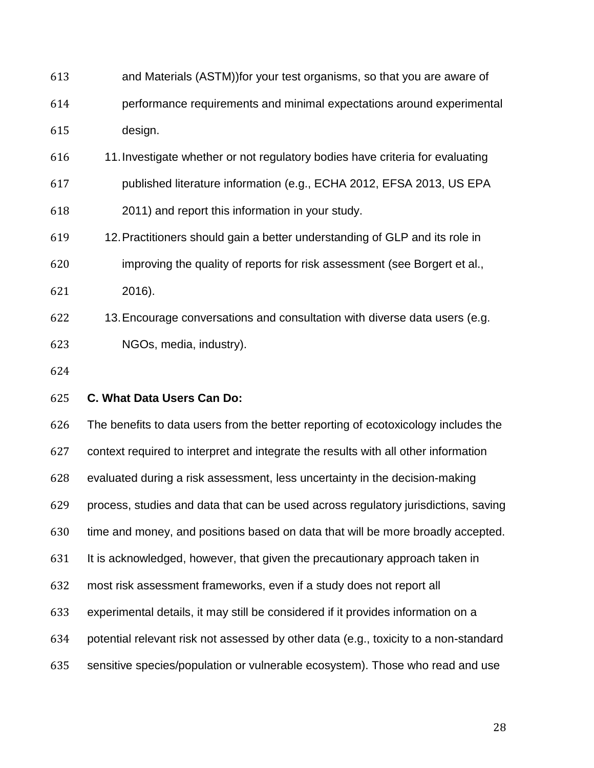and Materials (ASTM))for your test organisms, so that you are aware of performance requirements and minimal expectations around experimental design.

11. Investigate whether or not regulatory bodies have criteria for evaluating published literature information (e.g., ECHA 2012, EFSA 2013, US EPA 2011) and report this information in your study.
12. Practitioners should gain a better understanding of GLP and its role in improving the quality of reports for risk assessment (see Borgert et al., 2016).
13. Encourage conversations and consultation with diverse data users (e.g. NGOs, media, industry).

**C. What Data Users Can Do:**

The benefits to data users from the better reporting of ecotoxicology includes the context required to interpret and integrate the results with all other information evaluated during a risk assessment, less uncertainty in the decision-making process, studies and data that can be used across regulatory jurisdictions, saving time and money, and positions based on data that will be more broadly accepted. It is acknowledged, however, that given the precautionary approach taken in most risk assessment frameworks, even if a study does not report all experimental details, it may still be considered if it provides information on a potential relevant risk not assessed by other data (e.g., toxicity to a non-standard sensitive species/population or vulnerable ecosystem). Those who read and use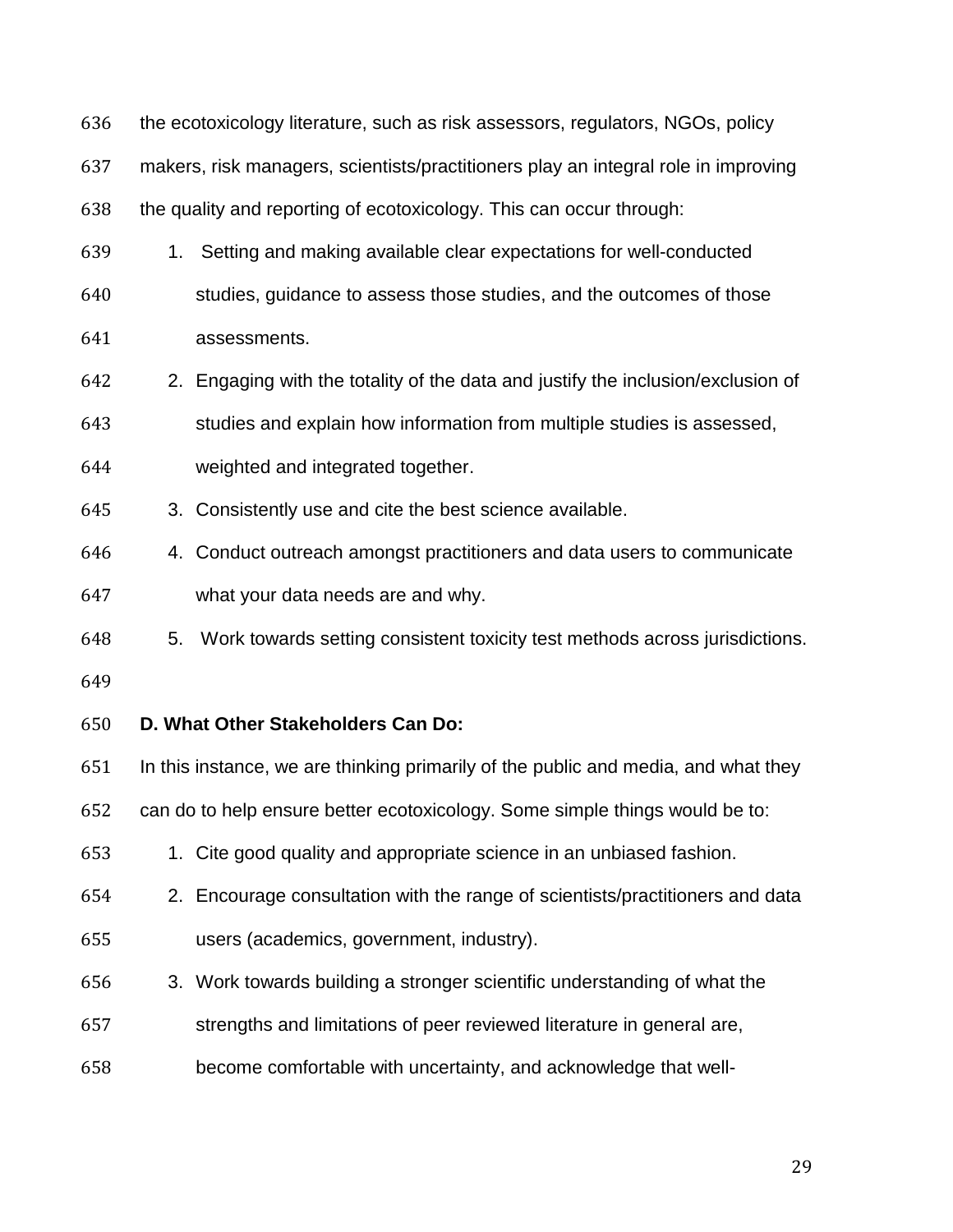the ecotoxicology literature, such as risk assessors, regulators, NGOs, policy makers, risk managers, scientists/practitioners play an integral role in improving the quality and reporting of ecotoxicology. This can occur through:

1. Setting and making available clear expectations for well-conducted studies, guidance to assess those studies, and the outcomes of those assessments.
2. Engaging with the totality of the data and justify the inclusion/exclusion of studies and explain how information from multiple studies is assessed, weighted and integrated together.
3. Consistently use and cite the best science available.
4. Conduct outreach amongst practitioners and data users to communicate what your data needs are and why.
5. Work towards setting consistent toxicity test methods across jurisdictions.

**D. What Other Stakeholders Can Do:**

In this instance, we are thinking primarily of the public and media, and what they can do to help ensure better ecotoxicology. Some simple things would be to:

1. Cite good quality and appropriate science in an unbiased fashion.
2. Encourage consultation with the range of scientists/practitioners and data users (academics, government, industry).
3. Work towards building a stronger scientific understanding of what the strengths and limitations of peer reviewed literature in general are, become comfortable with uncertainty, and acknowledge that well-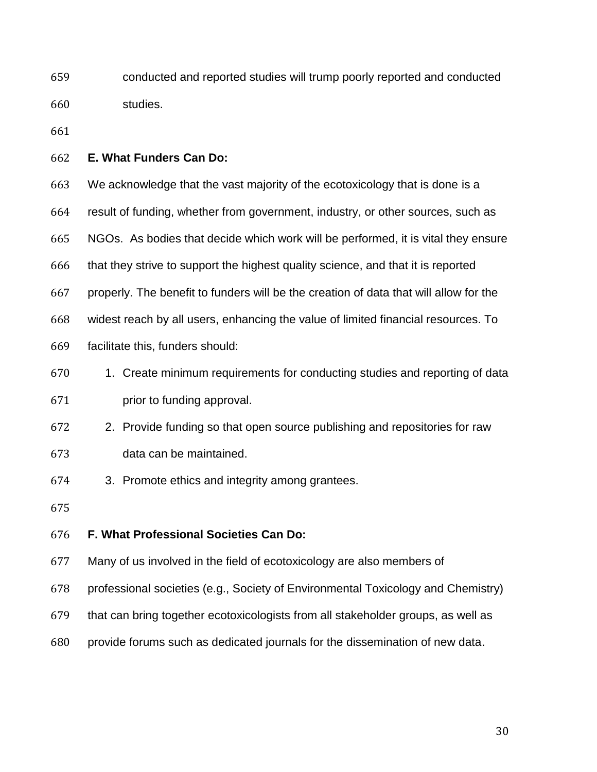conducted and reported studies will trump poorly reported and conducted studies.

**E. What Funders Can Do:**

We acknowledge that the vast majority of the ecotoxicology that is done is a result of funding, whether from government, industry, or other sources, such as NGOs. As bodies that decide which work will be performed, it is vital they ensure that they strive to support the highest quality science, and that it is reported properly. The benefit to funders will be the creation of data that will allow for the widest reach by all users, enhancing the value of limited financial resources. To facilitate this, funders should:

1. Create minimum requirements for conducting studies and reporting of data prior to funding approval.
2. Provide funding so that open source publishing and repositories for raw data can be maintained.
3. Promote ethics and integrity among grantees.

**F. What Professional Societies Can Do:**

Many of us involved in the field of ecotoxicology are also members of professional societies (e.g., Society of Environmental Toxicology and Chemistry) that can bring together ecotoxicologists from all stakeholder groups, as well as provide forums such as dedicated journals for the dissemination of new data.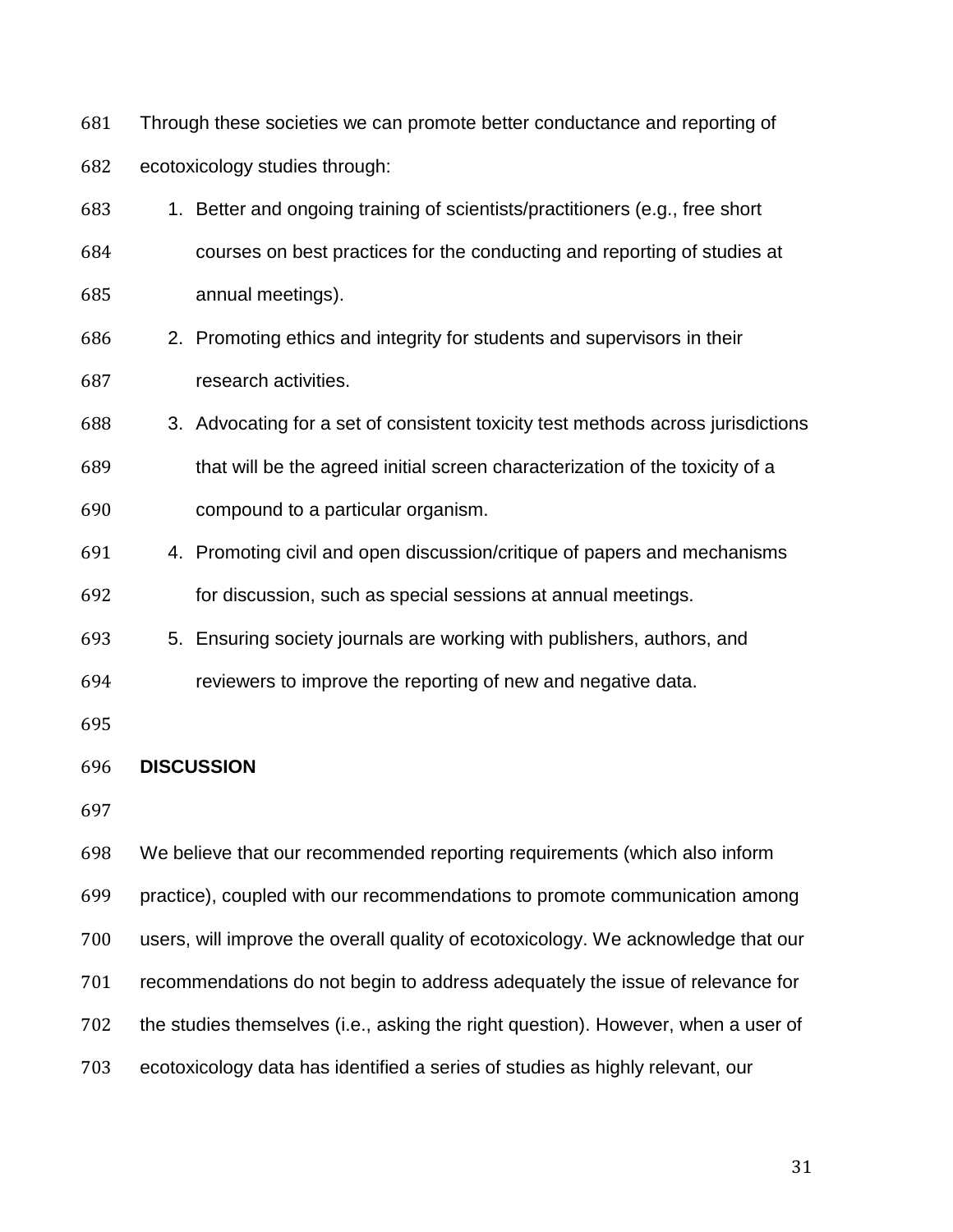Through these societies we can promote better conductance and reporting of ecotoxicology studies through:

1. Better and ongoing training of scientists/practitioners (e.g., free short courses on best practices for the conducting and reporting of studies at annual meetings).
2. Promoting ethics and integrity for students and supervisors in their research activities.
3. Advocating for a set of consistent toxicity test methods across jurisdictions that will be the agreed initial screen characterization of the toxicity of a compound to a particular organism.
4. Promoting civil and open discussion/critique of papers and mechanisms for discussion, such as special sessions at annual meetings.
5. Ensuring society journals are working with publishers, authors, and reviewers to improve the reporting of new and negative data.

## DISCUSSION

We believe that our recommended reporting requirements (which also inform practice), coupled with our recommendations to promote communication among users, will improve the overall quality of ecotoxicology. We acknowledge that our recommendations do not begin to address adequately the issue of relevance for the studies themselves (i.e., asking the right question). However, when a user of ecotoxicology data has identified a series of studies as highly relevant, our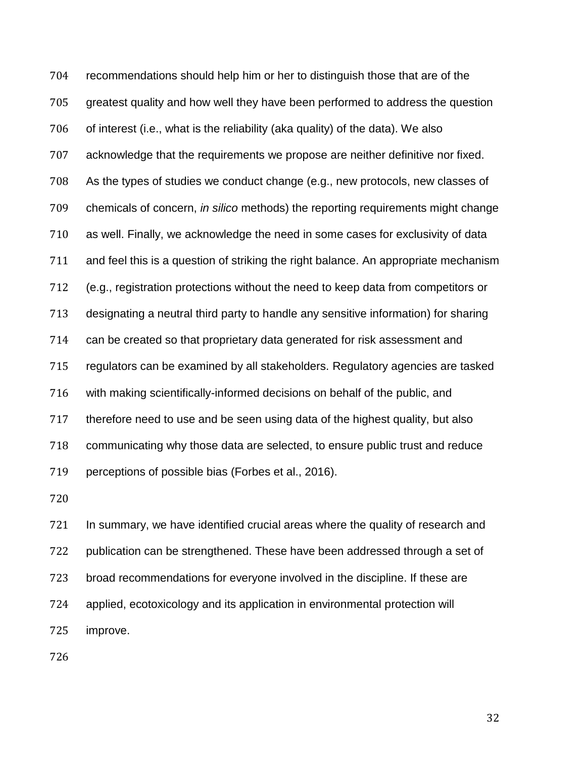recommendations should help him or her to distinguish those that are of the greatest quality and how well they have been performed to address the question of interest (i.e., what is the reliability (aka quality) of the data). We also acknowledge that the requirements we propose are neither definitive nor fixed. As the types of studies we conduct change (e.g., new protocols, new classes of chemicals of concern, *in silico* methods) the reporting requirements might change as well. Finally, we acknowledge the need in some cases for exclusivity of data and feel this is a question of striking the right balance. An appropriate mechanism (e.g., registration protections without the need to keep data from competitors or designating a neutral third party to handle any sensitive information) for sharing can be created so that proprietary data generated for risk assessment and regulators can be examined by all stakeholders. Regulatory agencies are tasked with making scientifically-informed decisions on behalf of the public, and therefore need to use and be seen using data of the highest quality, but also communicating why those data are selected, to ensure public trust and reduce perceptions of possible bias (Forbes et al., 2016).

In summary, we have identified crucial areas where the quality of research and publication can be strengthened. These have been addressed through a set of broad recommendations for everyone involved in the discipline. If these are applied, ecotoxicology and its application in environmental protection will improve.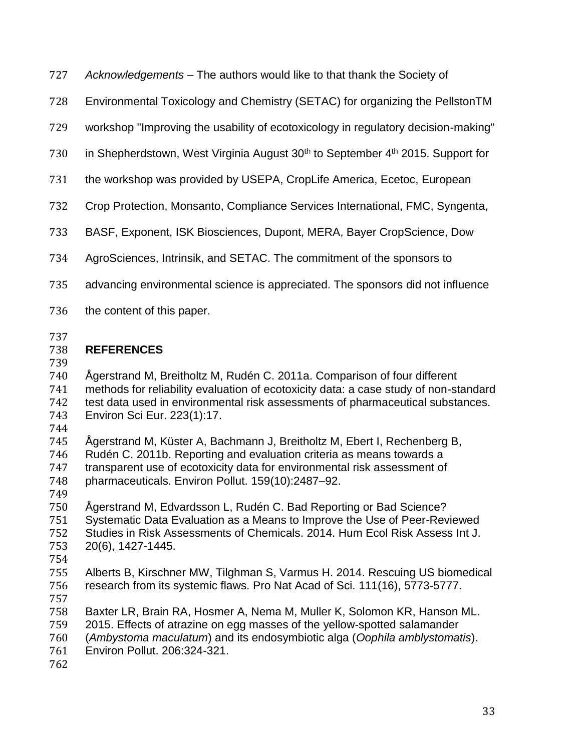*Acknowledgements* – The authors would like to that thank the Society of Environmental Toxicology and Chemistry (SETAC) for organizing the PellstonTM workshop "Improving the usability of ecotoxicology in regulatory decision-making" in Shepherdstown, West Virginia August 30th to September 4th 2015. Support for the workshop was provided by USEPA, CropLife America, Ecetoc, European Crop Protection, Monsanto, Compliance Services International, FMC, Syngenta, BASF, Exponent, ISK Biosciences, Dupont, MERA, Bayer CropScience, Dow AgroSciences, Intrinsik, and SETAC. The commitment of the sponsors to advancing environmental science is appreciated. The sponsors did not influence the content of this paper.

## REFERENCES

Ågerstrand M, Breitholtz M, Rudén C. 2011a. Comparison of four different methods for reliability evaluation of ecotoxicity data: a case study of non-standard test data used in environmental risk assessments of pharmaceutical substances. Environ Sci Eur. 223(1):17.

Ågerstrand M, Küster A, Bachmann J, Breitholtz M, Ebert I, Rechenberg B, Rudén C. 2011b. Reporting and evaluation criteria as means towards a transparent use of ecotoxicity data for environmental risk assessment of pharmaceuticals. Environ Pollut. 159(10):2487–92.

Ågerstrand M, Edvardsson L, Rudén C. Bad Reporting or Bad Science? Systematic Data Evaluation as a Means to Improve the Use of Peer-Reviewed Studies in Risk Assessments of Chemicals. 2014. Hum Ecol Risk Assess Int J. 20(6), 1427-1445.

Alberts B, Kirschner MW, Tilghman S, Varmus H. 2014. Rescuing US biomedical research from its systemic flaws. Pro Nat Acad of Sci. 111(16), 5773-5777.

Baxter LR, Brain RA, Hosmer A, Nema M, Muller K, Solomon KR, Hanson ML. 2015. Effects of atrazine on egg masses of the yellow-spotted salamander (*Ambystoma maculatum*) and its endosymbiotic alga (*Oophila amblystomatis*). Environ Pollut. 206:324-321.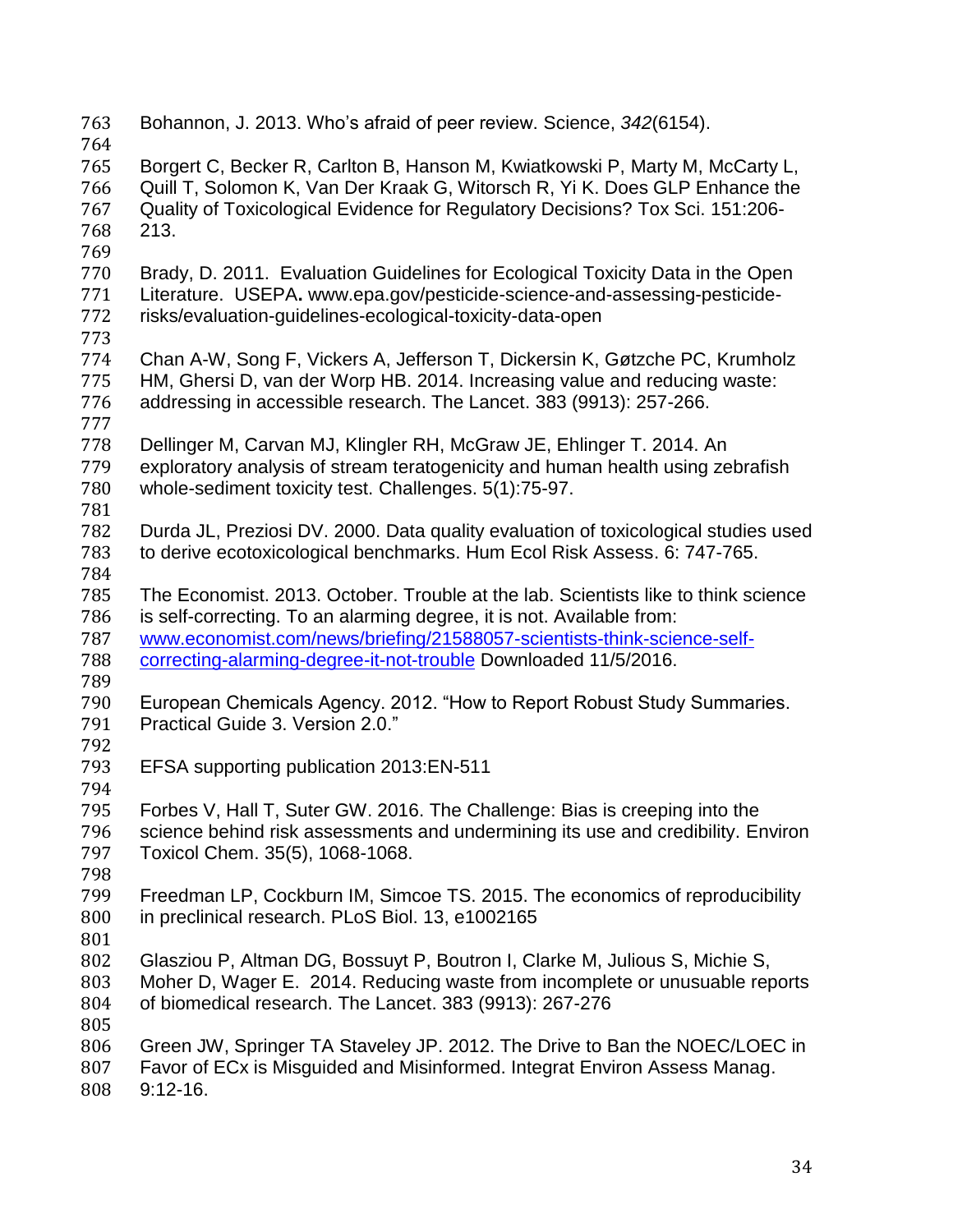Bohannon, J. 2013. Who's afraid of peer review. Science, *342*(6154).

Borgert C, Becker R, Carlton B, Hanson M, Kwiatkowski P, Marty M, McCarty L, Quill T, Solomon K, Van Der Kraak G, Witorsch R, Yi K. Does GLP Enhance the Quality of Toxicological Evidence for Regulatory Decisions? Tox Sci. 151:206-213.

Brady, D. 2011. Evaluation Guidelines for Ecological Toxicity Data in the Open Literature. USEPA**.** www.epa.gov/pesticide-science-and-assessing-pesticide-risks/evaluation-guidelines-ecological-toxicity-data-open

Chan A-W, Song F, Vickers A, Jefferson T, Dickersin K, Gøtzche PC, Krumholz HM, Ghersi D, van der Worp HB. 2014. Increasing value and reducing waste: addressing in accessible research. The Lancet. 383 (9913): 257-266.

Dellinger M, Carvan MJ, Klingler RH, McGraw JE, Ehlinger T. 2014. An exploratory analysis of stream teratogenicity and human health using zebrafish whole-sediment toxicity test. Challenges. 5(1):75-97.

Durda JL, Preziosi DV. 2000. Data quality evaluation of toxicological studies used to derive ecotoxicological benchmarks. Hum Ecol Risk Assess. 6: 747-765.

The Economist. 2013. October. Trouble at the lab. Scientists like to think science is self-correcting. To an alarming degree, it is not. Available from: [www.economist.com/news/briefing/21588057-scientists-think-science-self-correcting-alarming-degree-it-not-trouble](www.economist.com/news/briefing/21588057-scientists-think-science-self-correcting-alarming-degree-it-not-trouble) Downloaded 11/5/2016.

European Chemicals Agency. 2012. "How to Report Robust Study Summaries. Practical Guide 3. Version 2.0."

EFSA supporting publication 2013:EN-511

Forbes V, Hall T, Suter GW. 2016. The Challenge: Bias is creeping into the science behind risk assessments and undermining its use and credibility. Environ Toxicol Chem. 35(5), 1068-1068.

Freedman LP, Cockburn IM, Simcoe TS. 2015. The economics of reproducibility in preclinical research. PLoS Biol. 13, e1002165

Glasziou P, Altman DG, Bossuyt P, Boutron I, Clarke M, Julious S, Michie S, Moher D, Wager E. 2014. Reducing waste from incomplete or unusuable reports of biomedical research. The Lancet. 383 (9913): 267-276

Green JW, Springer TA Staveley JP. 2012. The Drive to Ban the NOEC/LOEC in Favor of ECx is Misguided and Misinformed. Integrat Environ Assess Manag. 9:12-16.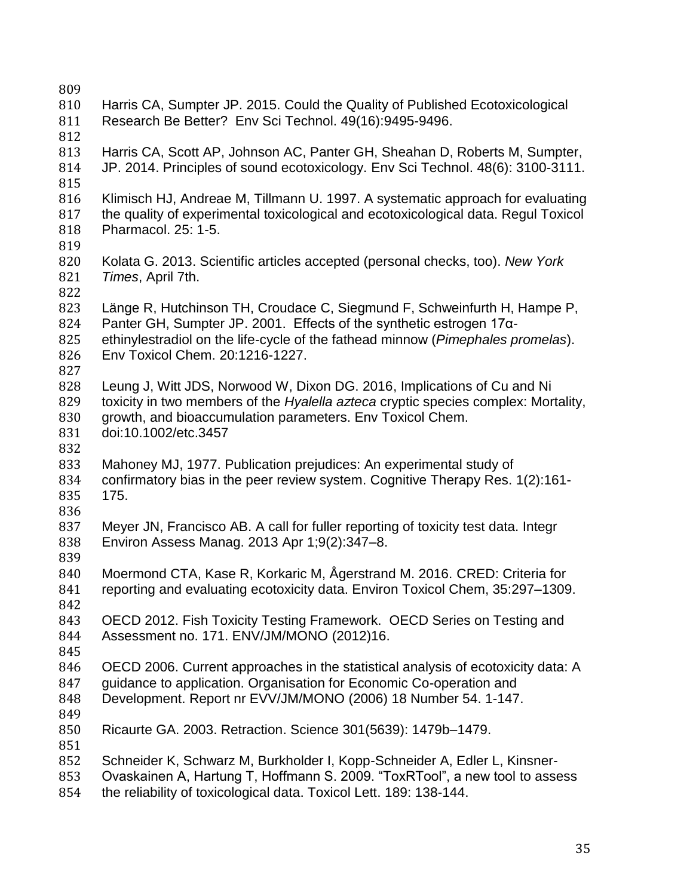Harris CA, Sumpter JP. 2015. Could the Quality of Published Ecotoxicological Research Be Better? Env Sci Technol. 49(16):9495-9496.

Harris CA, Scott AP, Johnson AC, Panter GH, Sheahan D, Roberts M, Sumpter, JP. 2014. Principles of sound ecotoxicology. Env Sci Technol. 48(6): 3100-3111.

Klimisch HJ, Andreae M, Tillmann U. 1997. A systematic approach for evaluating the quality of experimental toxicological and ecotoxicological data. Regul Toxicol Pharmacol. 25: 1-5.

Kolata G. 2013. Scientific articles accepted (personal checks, too). *New York Times*, April 7th.

Länge R, Hutchinson TH, Croudace C, Siegmund F, Schweinfurth H, Hampe P, Panter GH, Sumpter JP. 2001. Effects of the synthetic estrogen 17α-ethinylestradiol on the life-cycle of the fathead minnow (*Pimephales promelas*). Env Toxicol Chem. 20:1216-1227.

Leung J, Witt JDS, Norwood W, Dixon DG. 2016, Implications of Cu and Ni toxicity in two members of the *Hyalella azteca* cryptic species complex: Mortality, growth, and bioaccumulation parameters. Env Toxicol Chem. doi:10.1002/etc.3457

Mahoney MJ, 1977. Publication prejudices: An experimental study of confirmatory bias in the peer review system. Cognitive Therapy Res. 1(2):161-175.

Meyer JN, Francisco AB. A call for fuller reporting of toxicity test data. Integr Environ Assess Manag. 2013 Apr 1;9(2):347–8.

Moermond CTA, Kase R, Korkaric M, Ågerstrand M. 2016. CRED: Criteria for reporting and evaluating ecotoxicity data. Environ Toxicol Chem, 35:297–1309.

OECD 2012. Fish Toxicity Testing Framework. OECD Series on Testing and Assessment no. 171. ENV/JM/MONO (2012)16.

OECD 2006. Current approaches in the statistical analysis of ecotoxicity data: A guidance to application. Organisation for Economic Co-operation and Development. Report nr EVV/JM/MONO (2006) 18 Number 54. 1-147.

Ricaurte GA. 2003. Retraction. Science 301(5639): 1479b–1479.

Schneider K, Schwarz M, Burkholder I, Kopp-Schneider A, Edler L, Kinsner-Ovaskainen A, Hartung T, Hoffmann S. 2009. "ToxRTool", a new tool to assess the reliability of toxicological data. Toxicol Lett. 189: 138-144.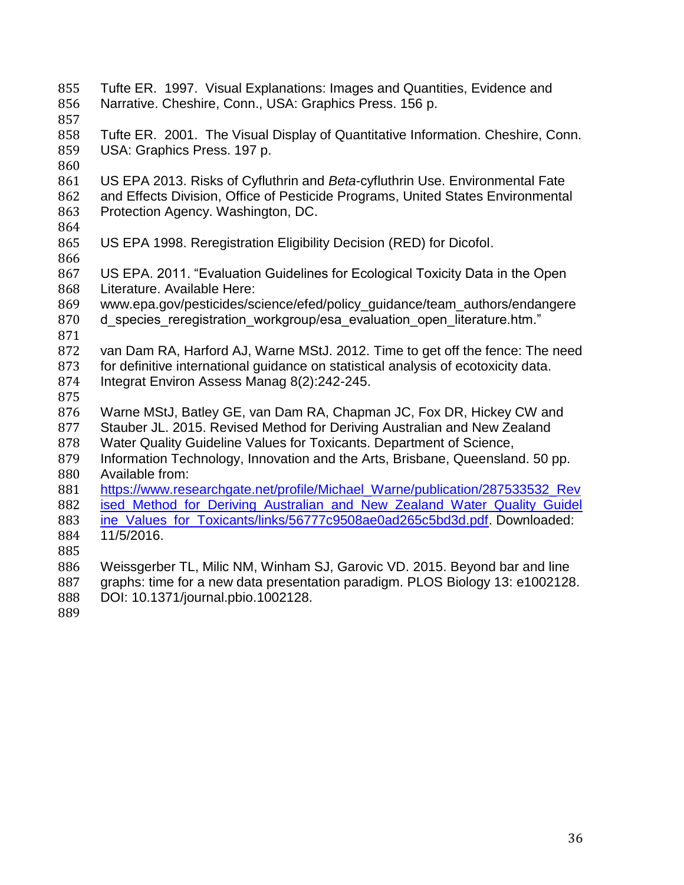Tufte ER. 1997. Visual Explanations: Images and Quantities, Evidence and Narrative. Cheshire, Conn., USA: Graphics Press. 156 p.

Tufte ER. 2001. The Visual Display of Quantitative Information. Cheshire, Conn. USA: Graphics Press. 197 p.

US EPA 2013. Risks of Cyfluthrin and *Beta*-cyfluthrin Use. Environmental Fate and Effects Division, Office of Pesticide Programs, United States Environmental Protection Agency. Washington, DC.

US EPA 1998. Reregistration Eligibility Decision (RED) for Dicofol.

US EPA. 2011. "Evaluation Guidelines for Ecological Toxicity Data in the Open Literature. Available Here: www.epa.gov/pesticides/science/efed/policy_guidance/team_authors/endangered_species_reregistration_workgroup/esa_evaluation_open_literature.htm."

van Dam RA, Harford AJ, Warne MStJ. 2012. Time to get off the fence: The need for definitive international guidance on statistical analysis of ecotoxicity data. Integrat Environ Assess Manag 8(2):242-245.

Warne MStJ, Batley GE, van Dam RA, Chapman JC, Fox DR, Hickey CW and Stauber JL. 2015. Revised Method for Deriving Australian and New Zealand Water Quality Guideline Values for Toxicants. Department of Science, Information Technology, Innovation and the Arts, Brisbane, Queensland. 50 pp. Available from: https://www.researchgate.net/profile/Michael_Warne/publication/287533532_Revised_Method_for_Deriving_Australian_and_New_Zealand_Water_Quality_Guideline_Values_for_Toxicants/links/56777c9508ae0ad265c5bd3d.pdf. Downloaded: 11/5/2016.

Weissgerber TL, Milic NM, Winham SJ, Garovic VD. 2015. Beyond bar and line graphs: time for a new data presentation paradigm. PLOS Biology 13: e1002128. DOI: 10.1371/journal.pbio.1002128.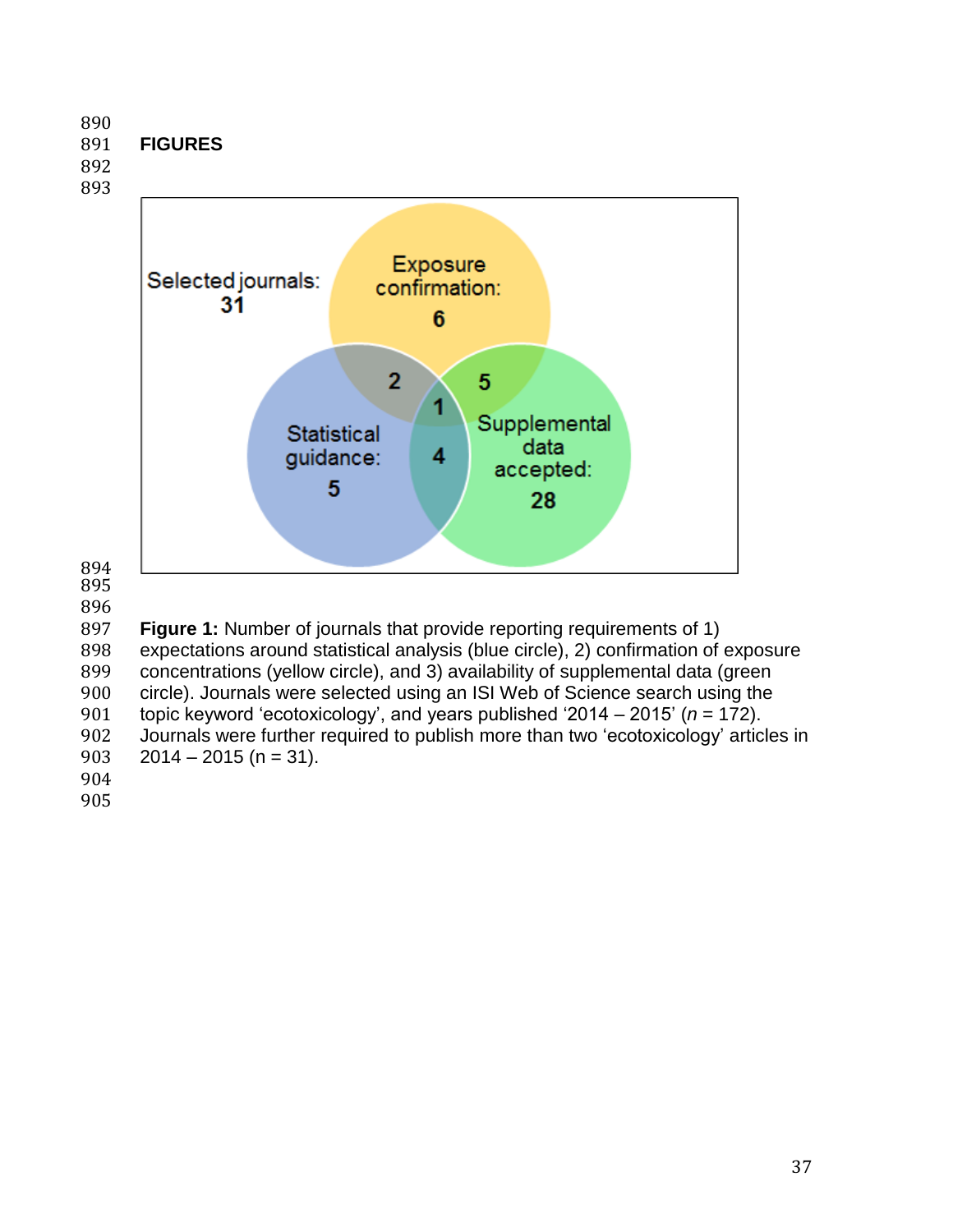## FIGURES

Selected journals: 31

Exposure confirmation: 6

Statistical guidance: 5

Supplemental data accepted: 28

2

5

1

4

**Figure 1:** Number of journals that provide reporting requirements of 1) expectations around statistical analysis (blue circle), 2) confirmation of exposure concentrations (yellow circle), and 3) availability of supplemental data (green circle). Journals were selected using an ISI Web of Science search using the topic keyword 'ecotoxicology', and years published '2014 – 2015' ($n$ = 172). Journals were further required to publish more than two 'ecotoxicology' articles in 2014 – 2015 (n = 31).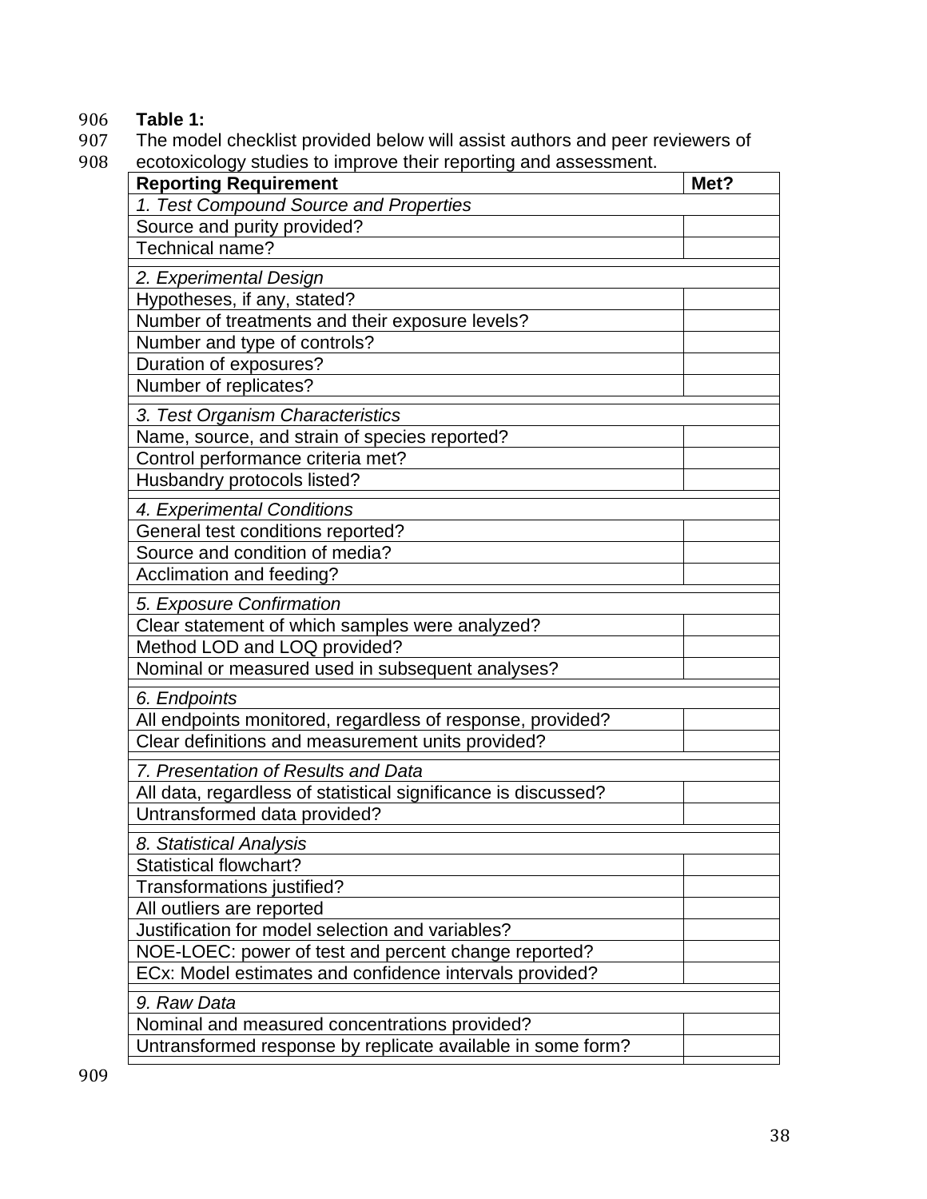**Table 1:**
The model checklist provided below will assist authors and peer reviewers of ecotoxicology studies to improve their reporting and assessment.

| Reporting Requirement | Met? |
|---|---|
| *1. Test Compound Source and Properties* | |
| Source and purity provided? | |
| Technical name? | |
| | |
| *2. Experimental Design* | |
| Hypotheses, if any, stated? | |
| Number of treatments and their exposure levels? | |
| Number and type of controls? | |
| Duration of exposures? | |
| Number of replicates? | |
| | |
| *3. Test Organism Characteristics* | |
| Name, source, and strain of species reported? | |
| Control performance criteria met? | |
| Husbandry protocols listed? | |
| | |
| *4. Experimental Conditions* | |
| General test conditions reported? | |
| Source and condition of media? | |
| Acclimation and feeding? | |
| | |
| *5. Exposure Confirmation* | |
| Clear statement of which samples were analyzed? | |
| Method LOD and LOQ provided? | |
| Nominal or measured used in subsequent analyses? | |
| | |
| *6. Endpoints* | |
| All endpoints monitored, regardless of response, provided? | |
| Clear definitions and measurement units provided? | |
| | |
| *7. Presentation of Results and Data* | |
| All data, regardless of statistical significance is discussed? | |
| Untransformed data provided? | |
| | |
| *8. Statistical Analysis* | |
| Statistical flowchart? | |
| Transformations justified? | |
| All outliers are reported | |
| Justification for model selection and variables? | |
| NOE-LOEC: power of test and percent change reported? | |
| ECx: Model estimates and confidence intervals provided? | |
| | |
| *9. Raw Data* | |
| Nominal and measured concentrations provided? | |
| Untransformed response by replicate available in some form? | |
| | |